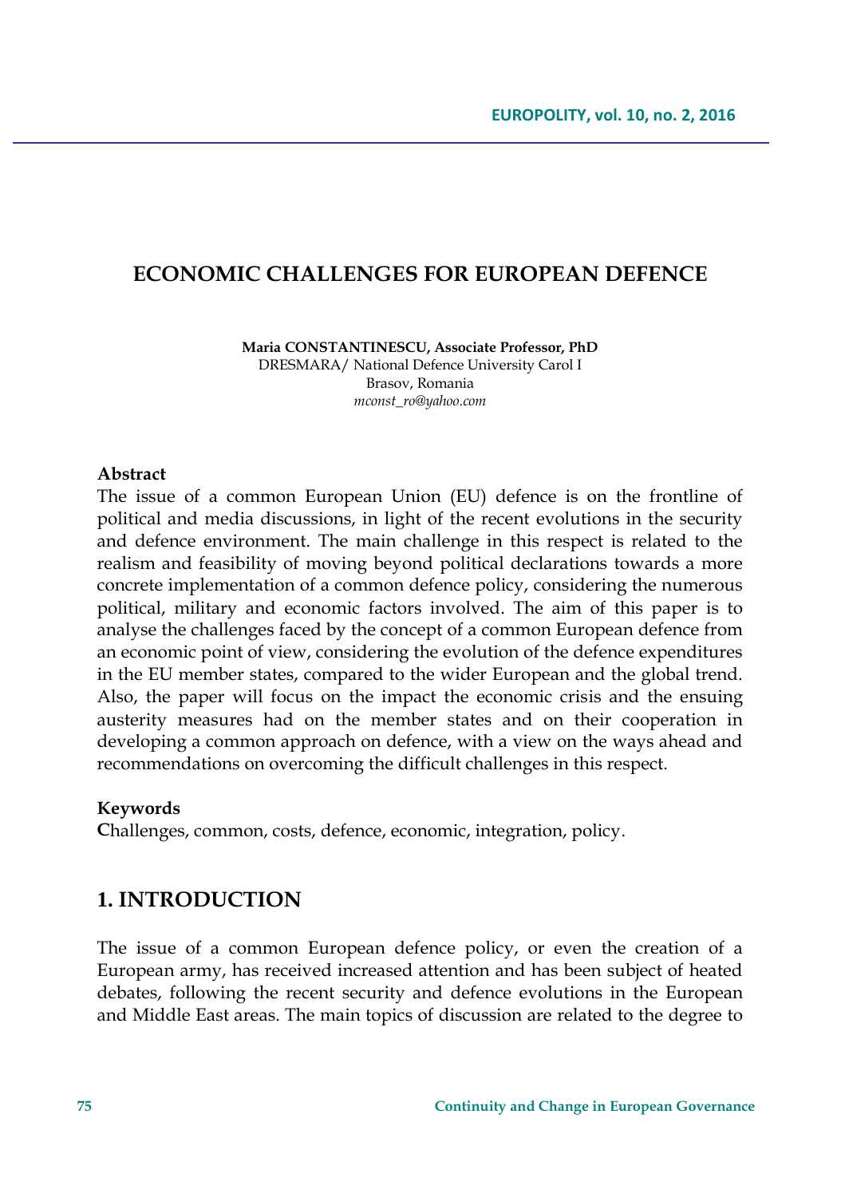# ECONOMIC CHALLENGES FOR EUROPEAN DEFENCE

**Maria CONSTANTINESCU, Associate Professor, PhD**
DRESMARA/ National Defence University Carol I
Brasov, Romania
*mconst_ro@yahoo.com*

**Abstract**

The issue of a common European Union (EU) defence is on the frontline of political and media discussions, in light of the recent evolutions in the security and defence environment. The main challenge in this respect is related to the realism and feasibility of moving beyond political declarations towards a more concrete implementation of a common defence policy, considering the numerous political, military and economic factors involved. The aim of this paper is to analyse the challenges faced by the concept of a common European defence from an economic point of view, considering the evolution of the defence expenditures in the EU member states, compared to the wider European and the global trend. Also, the paper will focus on the impact the economic crisis and the ensuing austerity measures had on the member states and on their cooperation in developing a common approach on defence, with a view on the ways ahead and recommendations on overcoming the difficult challenges in this respect.

**Keywords**

**C**hallenges, common, costs, defence, economic, integration, policy.

## 1. INTRODUCTION

The issue of a common European defence policy, or even the creation of a European army, has received increased attention and has been subject of heated debates, following the recent security and defence evolutions in the European and Middle East areas. The main topics of discussion are related to the degree to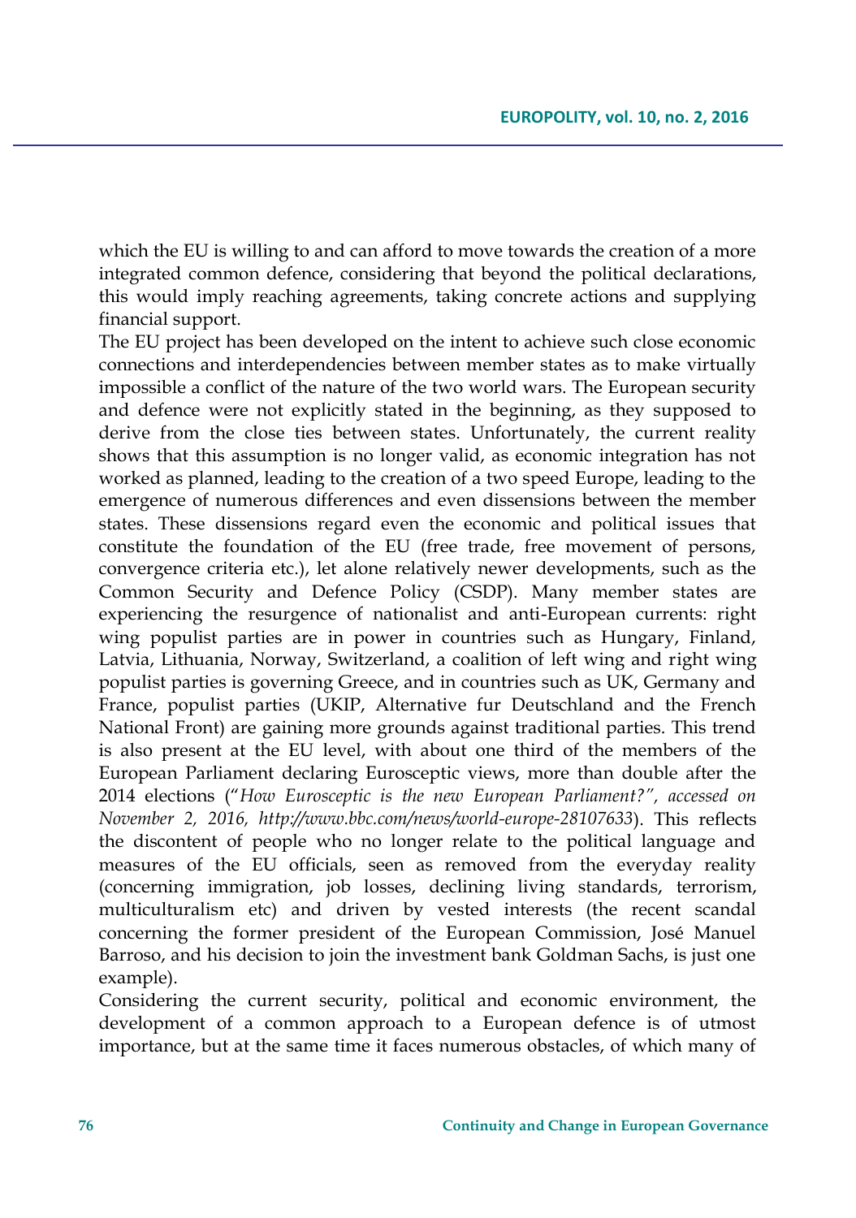which the EU is willing to and can afford to move towards the creation of a more integrated common defence, considering that beyond the political declarations, this would imply reaching agreements, taking concrete actions and supplying financial support.

The EU project has been developed on the intent to achieve such close economic connections and interdependencies between member states as to make virtually impossible a conflict of the nature of the two world wars. The European security and defence were not explicitly stated in the beginning, as they supposed to derive from the close ties between states. Unfortunately, the current reality shows that this assumption is no longer valid, as economic integration has not worked as planned, leading to the creation of a two speed Europe, leading to the emergence of numerous differences and even dissensions between the member states. These dissensions regard even the economic and political issues that constitute the foundation of the EU (free trade, free movement of persons, convergence criteria etc.), let alone relatively newer developments, such as the Common Security and Defence Policy (CSDP). Many member states are experiencing the resurgence of nationalist and anti-European currents: right wing populist parties are in power in countries such as Hungary, Finland, Latvia, Lithuania, Norway, Switzerland, a coalition of left wing and right wing populist parties is governing Greece, and in countries such as UK, Germany and France, populist parties (UKIP, Alternative fur Deutschland and the French National Front) are gaining more grounds against traditional parties. This trend is also present at the EU level, with about one third of the members of the European Parliament declaring Eurosceptic views, more than double after the 2014 elections (*"How Eurosceptic is the new European Parliament?", accessed on November 2, 2016, http://www.bbc.com/news/world-europe-28107633*). This reflects the discontent of people who no longer relate to the political language and measures of the EU officials, seen as removed from the everyday reality (concerning immigration, job losses, declining living standards, terrorism, multiculturalism etc) and driven by vested interests (the recent scandal concerning the former president of the European Commission, José Manuel Barroso, and his decision to join the investment bank Goldman Sachs, is just one example).

Considering the current security, political and economic environment, the development of a common approach to a European defence is of utmost importance, but at the same time it faces numerous obstacles, of which many of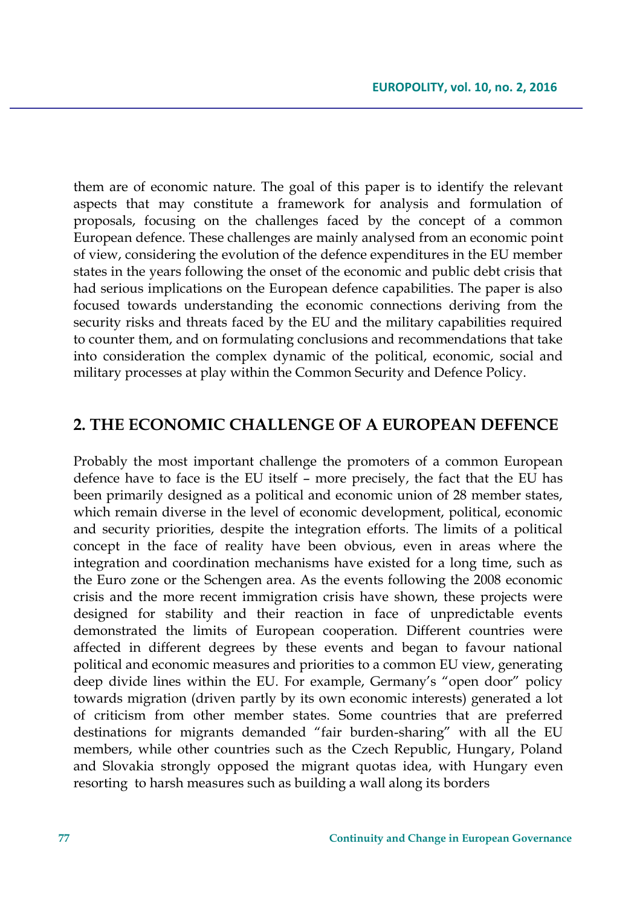them are of economic nature. The goal of this paper is to identify the relevant aspects that may constitute a framework for analysis and formulation of proposals, focusing on the challenges faced by the concept of a common European defence. These challenges are mainly analysed from an economic point of view, considering the evolution of the defence expenditures in the EU member states in the years following the onset of the economic and public debt crisis that had serious implications on the European defence capabilities. The paper is also focused towards understanding the economic connections deriving from the security risks and threats faced by the EU and the military capabilities required to counter them, and on formulating conclusions and recommendations that take into consideration the complex dynamic of the political, economic, social and military processes at play within the Common Security and Defence Policy.

## 2. THE ECONOMIC CHALLENGE OF A EUROPEAN DEFENCE

Probably the most important challenge the promoters of a common European defence have to face is the EU itself – more precisely, the fact that the EU has been primarily designed as a political and economic union of 28 member states, which remain diverse in the level of economic development, political, economic and security priorities, despite the integration efforts. The limits of a political concept in the face of reality have been obvious, even in areas where the integration and coordination mechanisms have existed for a long time, such as the Euro zone or the Schengen area. As the events following the 2008 economic crisis and the more recent immigration crisis have shown, these projects were designed for stability and their reaction in face of unpredictable events demonstrated the limits of European cooperation. Different countries were affected in different degrees by these events and began to favour national political and economic measures and priorities to a common EU view, generating deep divide lines within the EU. For example, Germany's "open door" policy towards migration (driven partly by its own economic interests) generated a lot of criticism from other member states. Some countries that are preferred destinations for migrants demanded "fair burden-sharing" with all the EU members, while other countries such as the Czech Republic, Hungary, Poland and Slovakia strongly opposed the migrant quotas idea, with Hungary even resorting to harsh measures such as building a wall along its borders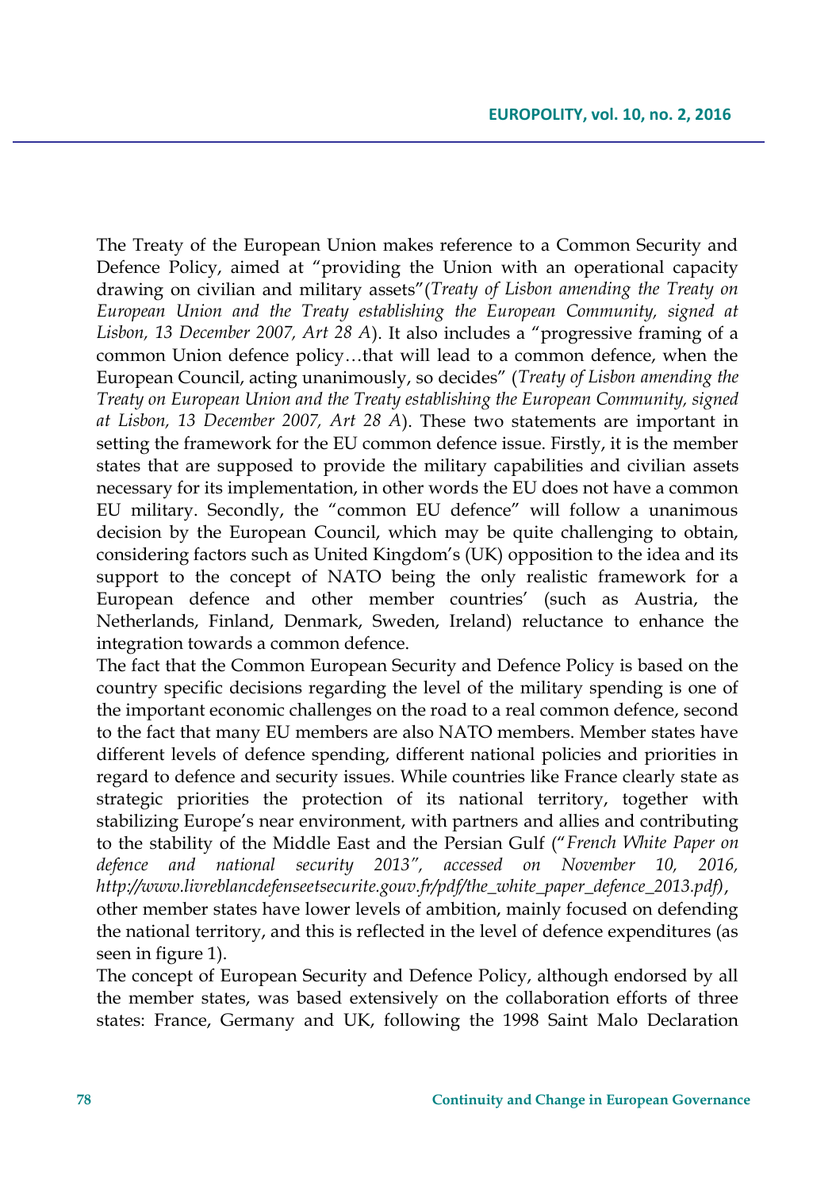The Treaty of the European Union makes reference to a Common Security and Defence Policy, aimed at "providing the Union with an operational capacity drawing on civilian and military assets"(*Treaty of Lisbon amending the Treaty on European Union and the Treaty establishing the European Community, signed at Lisbon, 13 December 2007, Art 28 A*). It also includes a "progressive framing of a common Union defence policy…that will lead to a common defence, when the European Council, acting unanimously, so decides" (*Treaty of Lisbon amending the Treaty on European Union and the Treaty establishing the European Community, signed at Lisbon, 13 December 2007, Art 28 A*). These two statements are important in setting the framework for the EU common defence issue. Firstly, it is the member states that are supposed to provide the military capabilities and civilian assets necessary for its implementation, in other words the EU does not have a common EU military. Secondly, the "common EU defence" will follow a unanimous decision by the European Council, which may be quite challenging to obtain, considering factors such as United Kingdom's (UK) opposition to the idea and its support to the concept of NATO being the only realistic framework for a European defence and other member countries' (such as Austria, the Netherlands, Finland, Denmark, Sweden, Ireland) reluctance to enhance the integration towards a common defence.

The fact that the Common European Security and Defence Policy is based on the country specific decisions regarding the level of the military spending is one of the important economic challenges on the road to a real common defence, second to the fact that many EU members are also NATO members. Member states have different levels of defence spending, different national policies and priorities in regard to defence and security issues. While countries like France clearly state as strategic priorities the protection of its national territory, together with stabilizing Europe's near environment, with partners and allies and contributing to the stability of the Middle East and the Persian Gulf ("*French White Paper on defence and national security 2013", accessed on November 10, 2016, http://www.livreblancdefenseetsecurite.gouv.fr/pdf/the_white_paper_defence_2013.pdf)*, other member states have lower levels of ambition, mainly focused on defending the national territory, and this is reflected in the level of defence expenditures (as seen in figure 1).

The concept of European Security and Defence Policy, although endorsed by all the member states, was based extensively on the collaboration efforts of three states: France, Germany and UK, following the 1998 Saint Malo Declaration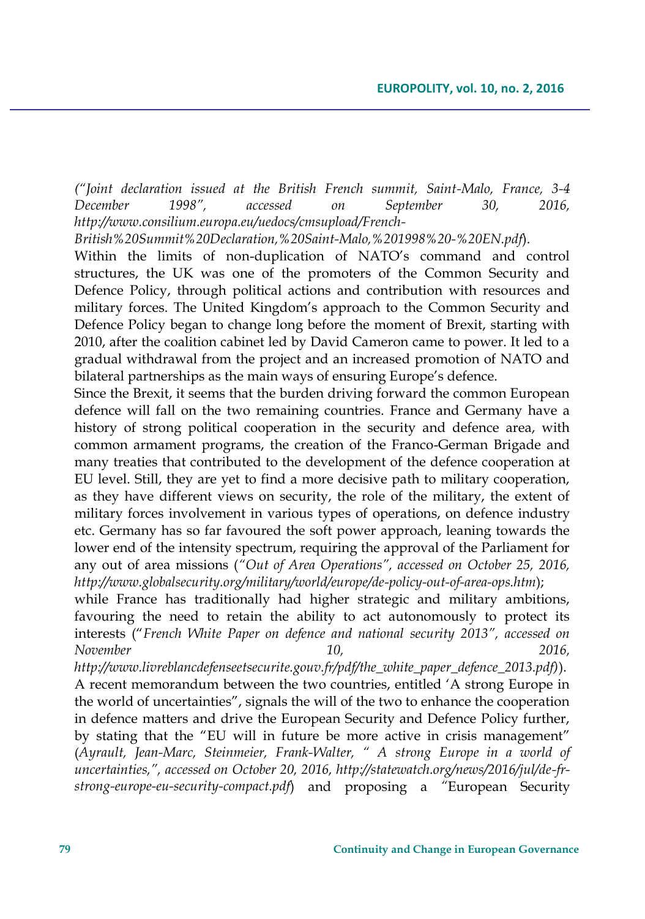(*"Joint declaration issued at the British French summit, Saint-Malo, France, 3-4 December 1998", accessed on September 30, 2016, http://www.consilium.europa.eu/uedocs/cmsupload/French-British%20Summit%20Declaration,%20Saint-Malo,%201998%20-%20EN.pdf*).

Within the limits of non-duplication of NATO's command and control structures, the UK was one of the promoters of the Common Security and Defence Policy, through political actions and contribution with resources and military forces. The United Kingdom's approach to the Common Security and Defence Policy began to change long before the moment of Brexit, starting with 2010, after the coalition cabinet led by David Cameron came to power. It led to a gradual withdrawal from the project and an increased promotion of NATO and bilateral partnerships as the main ways of ensuring Europe's defence.

Since the Brexit, it seems that the burden driving forward the common European defence will fall on the two remaining countries. France and Germany have a history of strong political cooperation in the security and defence area, with common armament programs, the creation of the Franco-German Brigade and many treaties that contributed to the development of the defence cooperation at EU level. Still, they are yet to find a more decisive path to military cooperation, as they have different views on security, the role of the military, the extent of military forces involvement in various types of operations, on defence industry etc. Germany has so far favoured the soft power approach, leaning towards the lower end of the intensity spectrum, requiring the approval of the Parliament for any out of area missions (*"Out of Area Operations", accessed on October 25, 2016, http://www.globalsecurity.org/military/world/europe/de-policy-out-of-area-ops.htm*);

while France has traditionally had higher strategic and military ambitions, favouring the need to retain the ability to act autonomously to protect its interests ("*French White Paper on defence and national security 2013", accessed on November 10, 2016, http://www.livreblancdefenseetsecurite.gouv.fr/pdf/the_white_paper_defence_2013.pdf)*).

A recent memorandum between the two countries, entitled 'A strong Europe in the world of uncertainties", signals the will of the two to enhance the cooperation in defence matters and drive the European Security and Defence Policy further, by stating that the "EU will in future be more active in crisis management" (*Ayrault, Jean-Marc, Steinmeier, Frank-Walter, " A strong Europe in a world of uncertainties,", accessed on October 20, 2016, http://statewatch.org/news/2016/jul/de-fr-strong-europe-eu-security-compact.pdf*) and proposing a "European Security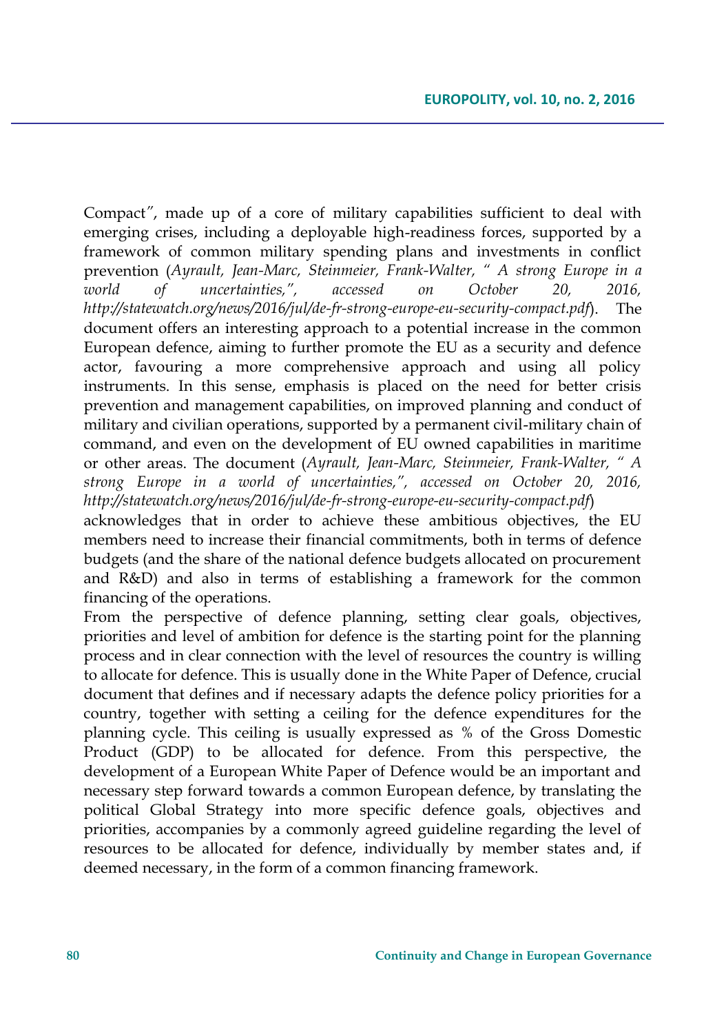Compact", made up of a core of military capabilities sufficient to deal with emerging crises, including a deployable high-readiness forces, supported by a framework of common military spending plans and investments in conflict prevention (*Ayrault, Jean-Marc, Steinmeier, Frank-Walter, " A strong Europe in a world of uncertainties,", accessed on October 20, 2016, http://statewatch.org/news/2016/jul/de-fr-strong-europe-eu-security-compact.pdf*). The document offers an interesting approach to a potential increase in the common European defence, aiming to further promote the EU as a security and defence actor, favouring a more comprehensive approach and using all policy instruments. In this sense, emphasis is placed on the need for better crisis prevention and management capabilities, on improved planning and conduct of military and civilian operations, supported by a permanent civil-military chain of command, and even on the development of EU owned capabilities in maritime or other areas. The document (*Ayrault, Jean-Marc, Steinmeier, Frank-Walter, " A strong Europe in a world of uncertainties,", accessed on October 20, 2016, http://statewatch.org/news/2016/jul/de-fr-strong-europe-eu-security-compact.pdf*) acknowledges that in order to achieve these ambitious objectives, the EU members need to increase their financial commitments, both in terms of defence budgets (and the share of the national defence budgets allocated on procurement and R&D) and also in terms of establishing a framework for the common financing of the operations.

From the perspective of defence planning, setting clear goals, objectives, priorities and level of ambition for defence is the starting point for the planning process and in clear connection with the level of resources the country is willing to allocate for defence. This is usually done in the White Paper of Defence, crucial document that defines and if necessary adapts the defence policy priorities for a country, together with setting a ceiling for the defence expenditures for the planning cycle. This ceiling is usually expressed as % of the Gross Domestic Product (GDP) to be allocated for defence. From this perspective, the development of a European White Paper of Defence would be an important and necessary step forward towards a common European defence, by translating the political Global Strategy into more specific defence goals, objectives and priorities, accompanies by a commonly agreed guideline regarding the level of resources to be allocated for defence, individually by member states and, if deemed necessary, in the form of a common financing framework.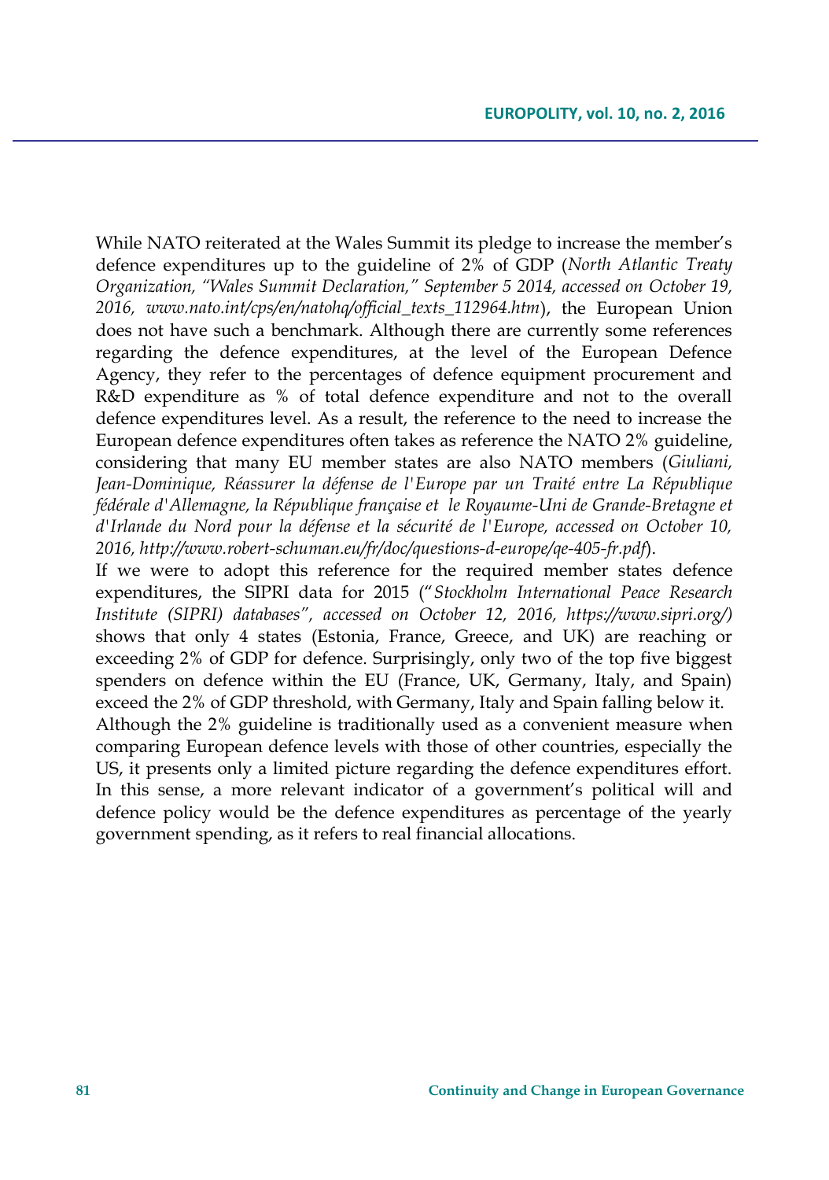While NATO reiterated at the Wales Summit its pledge to increase the member's defence expenditures up to the guideline of 2% of GDP (*North Atlantic Treaty Organization, "Wales Summit Declaration," September 5 2014, accessed on October 19, 2016, www.nato.int/cps/en/natohq/official_texts_112964.htm*), the European Union does not have such a benchmark. Although there are currently some references regarding the defence expenditures, at the level of the European Defence Agency, they refer to the percentages of defence equipment procurement and R&D expenditure as % of total defence expenditure and not to the overall defence expenditures level. As a result, the reference to the need to increase the European defence expenditures often takes as reference the NATO 2% guideline, considering that many EU member states are also NATO members (*Giuliani, Jean-Dominique, Réassurer la défense de l'Europe par un Traité entre La République fédérale d'Allemagne, la République française et le Royaume-Uni de Grande-Bretagne et d'Irlande du Nord pour la défense et la sécurité de l'Europe, accessed on October 10, 2016, http://www.robert-schuman.eu/fr/doc/questions-d-europe/qe-405-fr.pdf*).

If we were to adopt this reference for the required member states defence expenditures, the SIPRI data for 2015 ("*Stockholm International Peace Research Institute (SIPRI) databases", accessed on October 12, 2016, https://www.sipri.org/)* shows that only 4 states (Estonia, France, Greece, and UK) are reaching or exceeding 2% of GDP for defence. Surprisingly, only two of the top five biggest spenders on defence within the EU (France, UK, Germany, Italy, and Spain) exceed the 2% of GDP threshold, with Germany, Italy and Spain falling below it.

Although the 2% guideline is traditionally used as a convenient measure when comparing European defence levels with those of other countries, especially the US, it presents only a limited picture regarding the defence expenditures effort. In this sense, a more relevant indicator of a government's political will and defence policy would be the defence expenditures as percentage of the yearly government spending, as it refers to real financial allocations.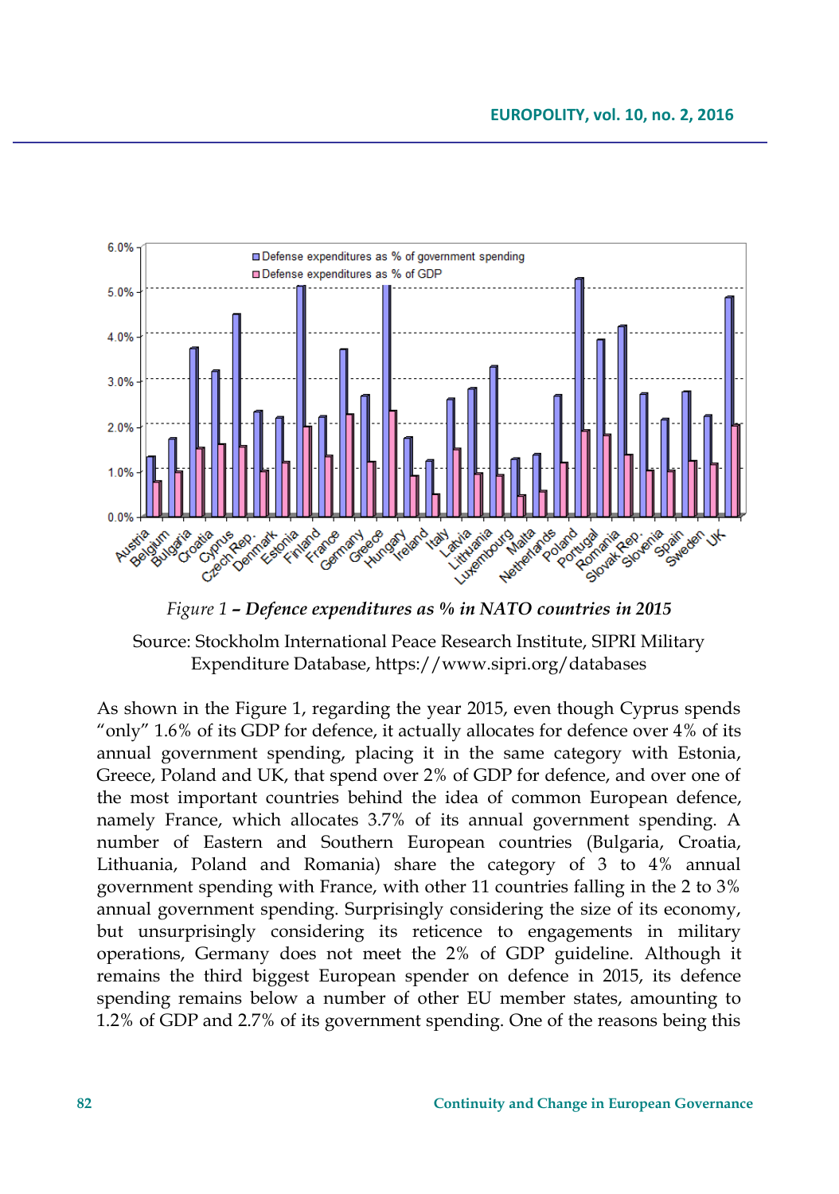6.0%
5.0%
4.0%
3.0%
2.0%
1.0%
0.0%

Defense expenditures as % of government spending
Defense expenditures as % of GDP

Austria, Belgium, Bulgaria, Croatia, Cyprus, Czech Rep., Denmark, Estonia, Finland, France, Germany, Greece, Hungary, Ireland, Italy, Latvia, Lithuania, Luxembourg, Malta, Netherlands, Poland, Portugal, Romania, Slovak Rep., Slovenia, Spain, Sweden, UK

*Figure 1* ***– Defence expenditures as % in NATO countries in 2015***

Source: Stockholm International Peace Research Institute, SIPRI Military Expenditure Database, https://www.sipri.org/databases

As shown in the Figure 1, regarding the year 2015, even though Cyprus spends "only" 1.6% of its GDP for defence, it actually allocates for defence over 4% of its annual government spending, placing it in the same category with Estonia, Greece, Poland and UK, that spend over 2% of GDP for defence, and over one of the most important countries behind the idea of common European defence, namely France, which allocates 3.7% of its annual government spending. A number of Eastern and Southern European countries (Bulgaria, Croatia, Lithuania, Poland and Romania) share the category of 3 to 4% annual government spending with France, with other 11 countries falling in the 2 to 3% annual government spending. Surprisingly considering the size of its economy, but unsurprisingly considering its reticence to engagements in military operations, Germany does not meet the 2% of GDP guideline. Although it remains the third biggest European spender on defence in 2015, its defence spending remains below a number of other EU member states, amounting to 1.2% of GDP and 2.7% of its government spending. One of the reasons being this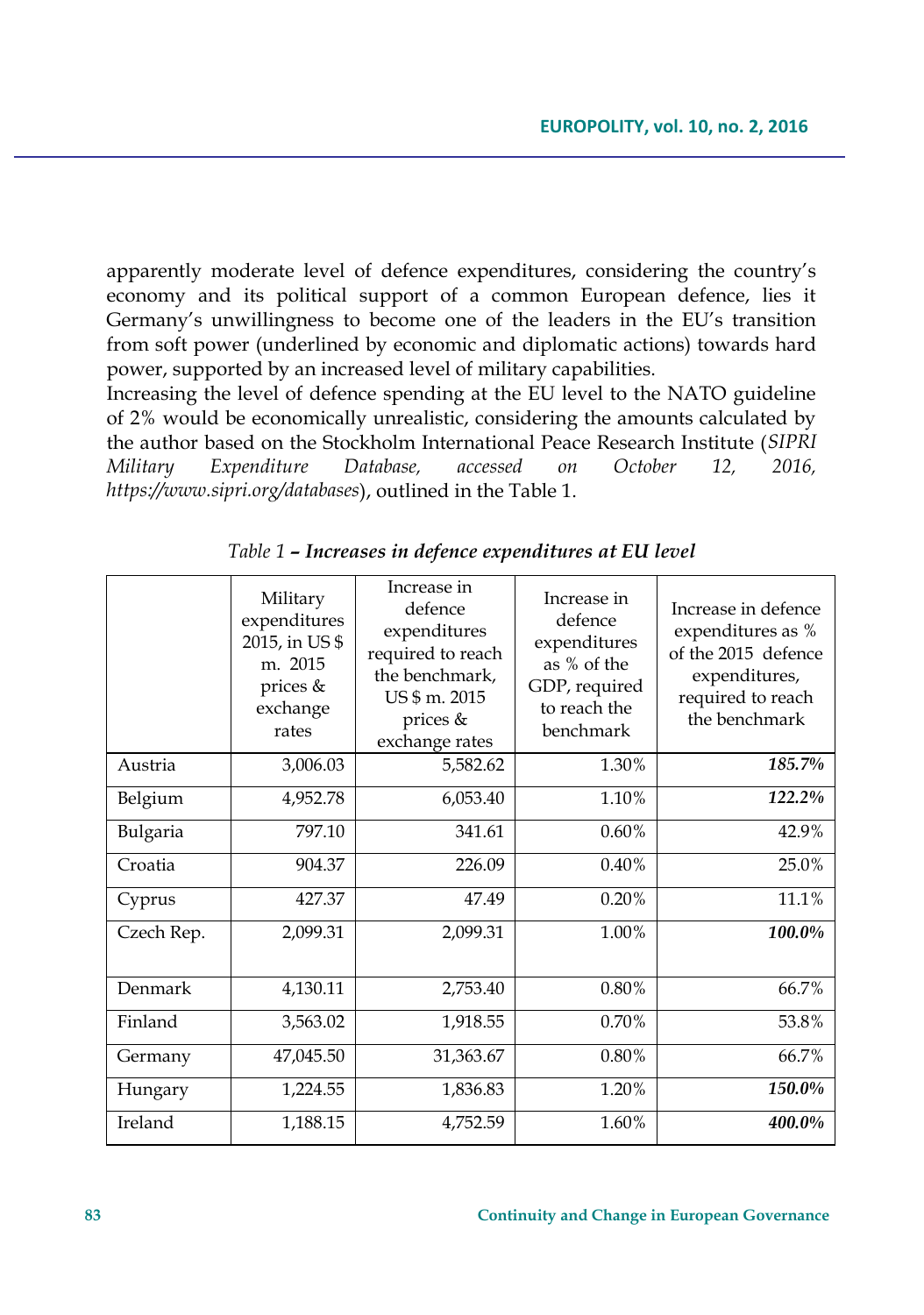apparently moderate level of defence expenditures, considering the country's economy and its political support of a common European defence, lies it Germany's unwillingness to become one of the leaders in the EU's transition from soft power (underlined by economic and diplomatic actions) towards hard power, supported by an increased level of military capabilities.
Increasing the level of defence spending at the EU level to the NATO guideline of 2% would be economically unrealistic, considering the amounts calculated by the author based on the Stockholm International Peace Research Institute (*SIPRI Military Expenditure Database, accessed on October 12, 2016, https://www.sipri.org/databases*), outlined in the Table 1.

*Table 1* ***– Increases in defence expenditures at EU level***

| | Military expenditures 2015, in US $ m. 2015 prices & exchange rates | Increase in defence expenditures required to reach the benchmark, US $ m. 2015 prices & exchange rates | Increase in defence expenditures as % of the GDP, required to reach the benchmark | Increase in defence expenditures as % of the 2015 defence expenditures, required to reach the benchmark |
|---|---|---|---|---|
| Austria | 3,006.03 | 5,582.62 | 1.30% | ***185.7%*** |
| Belgium | 4,952.78 | 6,053.40 | 1.10% | ***122.2%*** |
| Bulgaria | 797.10 | 341.61 | 0.60% | 42.9% |
| Croatia | 904.37 | 226.09 | 0.40% | 25.0% |
| Cyprus | 427.37 | 47.49 | 0.20% | 11.1% |
| Czech Rep. | 2,099.31 | 2,099.31 | 1.00% | ***100.0%*** |
| Denmark | 4,130.11 | 2,753.40 | 0.80% | 66.7% |
| Finland | 3,563.02 | 1,918.55 | 0.70% | 53.8% |
| Germany | 47,045.50 | 31,363.67 | 0.80% | 66.7% |
| Hungary | 1,224.55 | 1,836.83 | 1.20% | ***150.0%*** |
| Ireland | 1,188.15 | 4,752.59 | 1.60% | ***400.0%*** |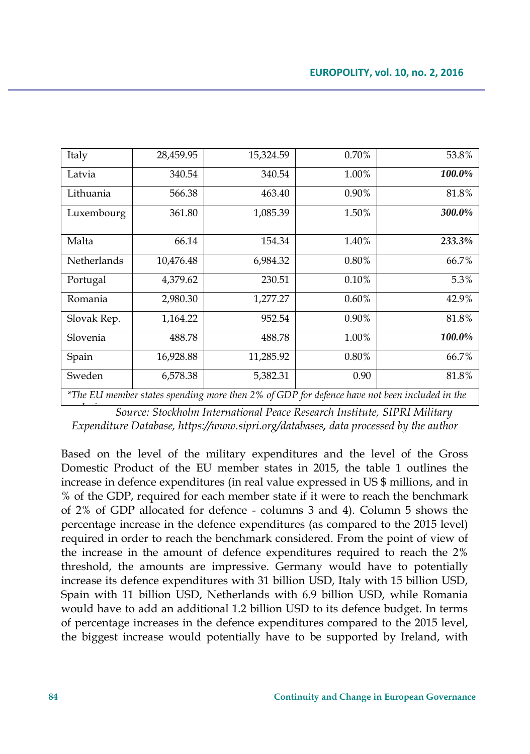| | | | | |
|---|---|---|---|---|
| Italy | 28,459.95 | 15,324.59 | 0.70% | 53.8% |
| Latvia | 340.54 | 340.54 | 1.00% | ***100.0%*** |
| Lithuania | 566.38 | 463.40 | 0.90% | 81.8% |
| Luxembourg | 361.80 | 1,085.39 | 1.50% | ***300.0%*** |
| Malta | 66.14 | 154.34 | 1.40% | ***233.3%*** |
| Netherlands | 10,476.48 | 6,984.32 | 0.80% | 66.7% |
| Portugal | 4,379.62 | 230.51 | 0.10% | 5.3% |
| Romania | 2,980.30 | 1,277.27 | 0.60% | 42.9% |
| Slovak Rep. | 1,164.22 | 952.54 | 0.90% | 81.8% |
| Slovenia | 488.78 | 488.78 | 1.00% | ***100.0%*** |
| Spain | 16,928.88 | 11,285.92 | 0.80% | 66.7% |
| Sweden | 6,578.38 | 5,382.31 | 0.90 | 81.8% |

*\*The EU member states spending more then 2% of GDP for defence have not been included in the analysis*

*Source: Stockholm International Peace Research Institute, SIPRI Military Expenditure Database, https://www.sipri.org/databases, data processed by the author*

Based on the level of the military expenditures and the level of the Gross Domestic Product of the EU member states in 2015, the table 1 outlines the increase in defence expenditures (in real value expressed in US $ millions, and in % of the GDP, required for each member state if it were to reach the benchmark of 2% of GDP allocated for defence - columns 3 and 4). Column 5 shows the percentage increase in the defence expenditures (as compared to the 2015 level) required in order to reach the benchmark considered. From the point of view of the increase in the amount of defence expenditures required to reach the 2% threshold, the amounts are impressive. Germany would have to potentially increase its defence expenditures with 31 billion USD, Italy with 15 billion USD, Spain with 11 billion USD, Netherlands with 6.9 billion USD, while Romania would have to add an additional 1.2 billion USD to its defence budget. In terms of percentage increases in the defence expenditures compared to the 2015 level, the biggest increase would potentially have to be supported by Ireland, with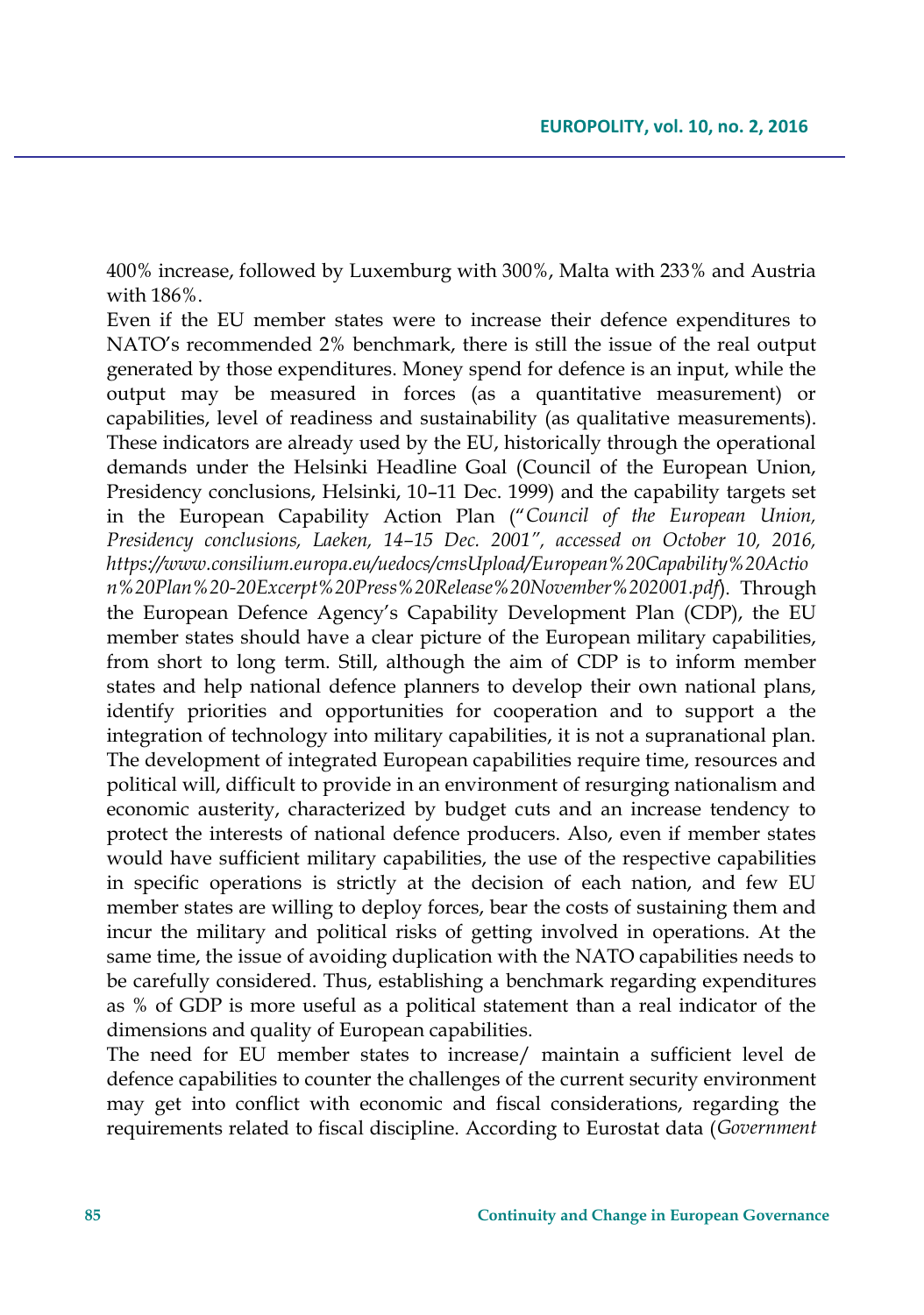400% increase, followed by Luxemburg with 300%, Malta with 233% and Austria with 186%.

Even if the EU member states were to increase their defence expenditures to NATO's recommended 2% benchmark, there is still the issue of the real output generated by those expenditures. Money spend for defence is an input, while the output may be measured in forces (as a quantitative measurement) or capabilities, level of readiness and sustainability (as qualitative measurements). These indicators are already used by the EU, historically through the operational demands under the Helsinki Headline Goal (Council of the European Union, Presidency conclusions, Helsinki, 10–11 Dec. 1999) and the capability targets set in the European Capability Action Plan ("*Council of the European Union, Presidency conclusions, Laeken, 14–15 Dec. 2001", accessed on October 10, 2016, https://www.consilium.europa.eu/uedocs/cmsUpload/European%20Capability%20Action%20Plan%20-20Excerpt%20Press%20Release%20November%202001.pdf*). Through the European Defence Agency's Capability Development Plan (CDP), the EU member states should have a clear picture of the European military capabilities, from short to long term. Still, although the aim of CDP is to inform member states and help national defence planners to develop their own national plans, identify priorities and opportunities for cooperation and to support a the integration of technology into military capabilities, it is not a supranational plan. The development of integrated European capabilities require time, resources and political will, difficult to provide in an environment of resurging nationalism and economic austerity, characterized by budget cuts and an increase tendency to protect the interests of national defence producers. Also, even if member states would have sufficient military capabilities, the use of the respective capabilities in specific operations is strictly at the decision of each nation, and few EU member states are willing to deploy forces, bear the costs of sustaining them and incur the military and political risks of getting involved in operations. At the same time, the issue of avoiding duplication with the NATO capabilities needs to be carefully considered. Thus, establishing a benchmark regarding expenditures as % of GDP is more useful as a political statement than a real indicator of the dimensions and quality of European capabilities.

The need for EU member states to increase/ maintain a sufficient level de defence capabilities to counter the challenges of the current security environment may get into conflict with economic and fiscal considerations, regarding the requirements related to fiscal discipline. According to Eurostat data (*Government*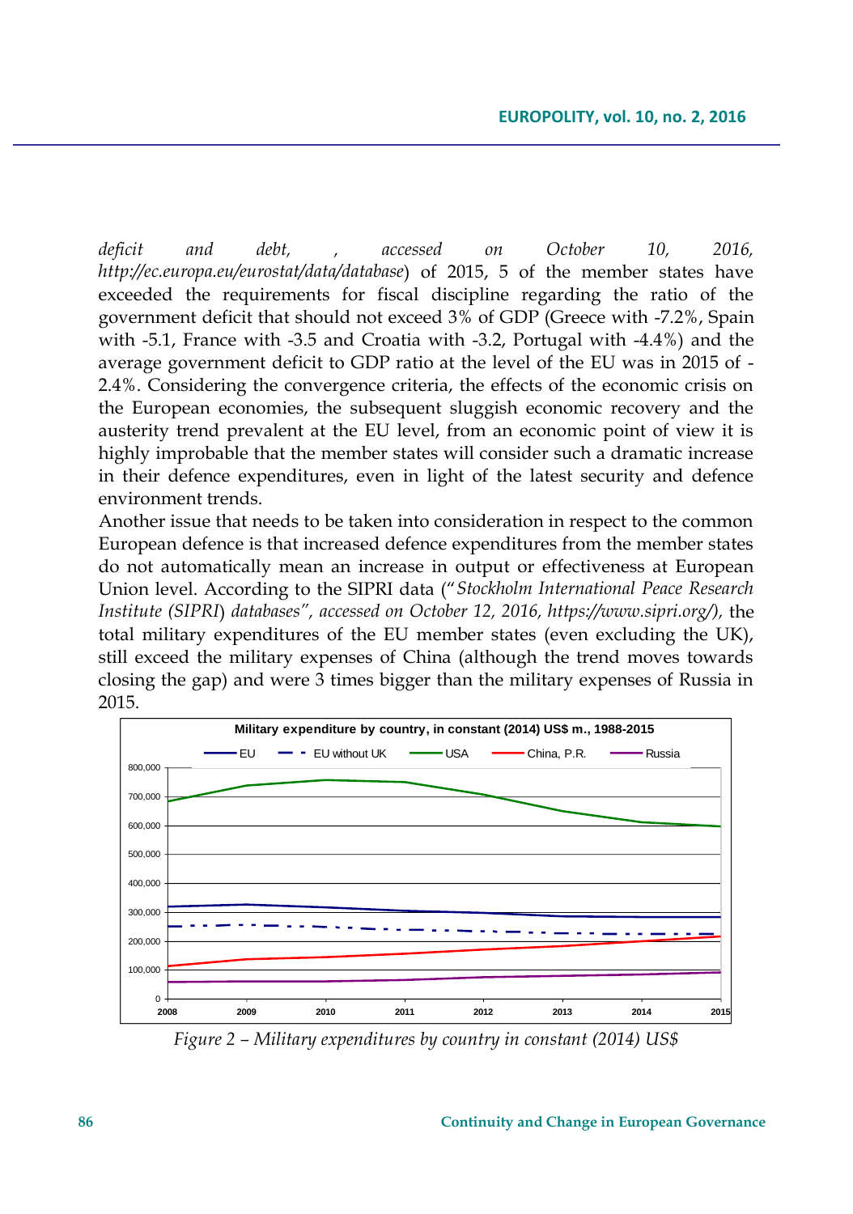*deficit and debt, , accessed on October 10, 2016, http://ec.europa.eu/eurostat/data/database*) of 2015, 5 of the member states have exceeded the requirements for fiscal discipline regarding the ratio of the government deficit that should not exceed 3% of GDP (Greece with -7.2%, Spain with -5.1, France with -3.5 and Croatia with -3.2, Portugal with -4.4%) and the average government deficit to GDP ratio at the level of the EU was in 2015 of -2.4%. Considering the convergence criteria, the effects of the economic crisis on the European economies, the subsequent sluggish economic recovery and the austerity trend prevalent at the EU level, from an economic point of view it is highly improbable that the member states will consider such a dramatic increase in their defence expenditures, even in light of the latest security and defence environment trends.

Another issue that needs to be taken into consideration in respect to the common European defence is that increased defence expenditures from the member states do not automatically mean an increase in output or effectiveness at European Union level. According to the SIPRI data ("*Stockholm International Peace Research Institute (SIPRI) databases", accessed on October 12, 2016, https://www.sipri.org/),* the total military expenditures of the EU member states (even excluding the UK), still exceed the military expenses of China (although the trend moves towards closing the gap) and were 3 times bigger than the military expenses of Russia in 2015.

**Military expenditure by country, in constant (2014) US$ m., 1988-2015**

EU, EU without UK, USA, China, P.R., Russia

800,000
700,000
600,000
500,000
400,000
300,000
200,000
100,000
0

2008 2009 2010 2011 2012 2013 2014 2015

*Figure 2 – Military expenditures by country in constant (2014) US$*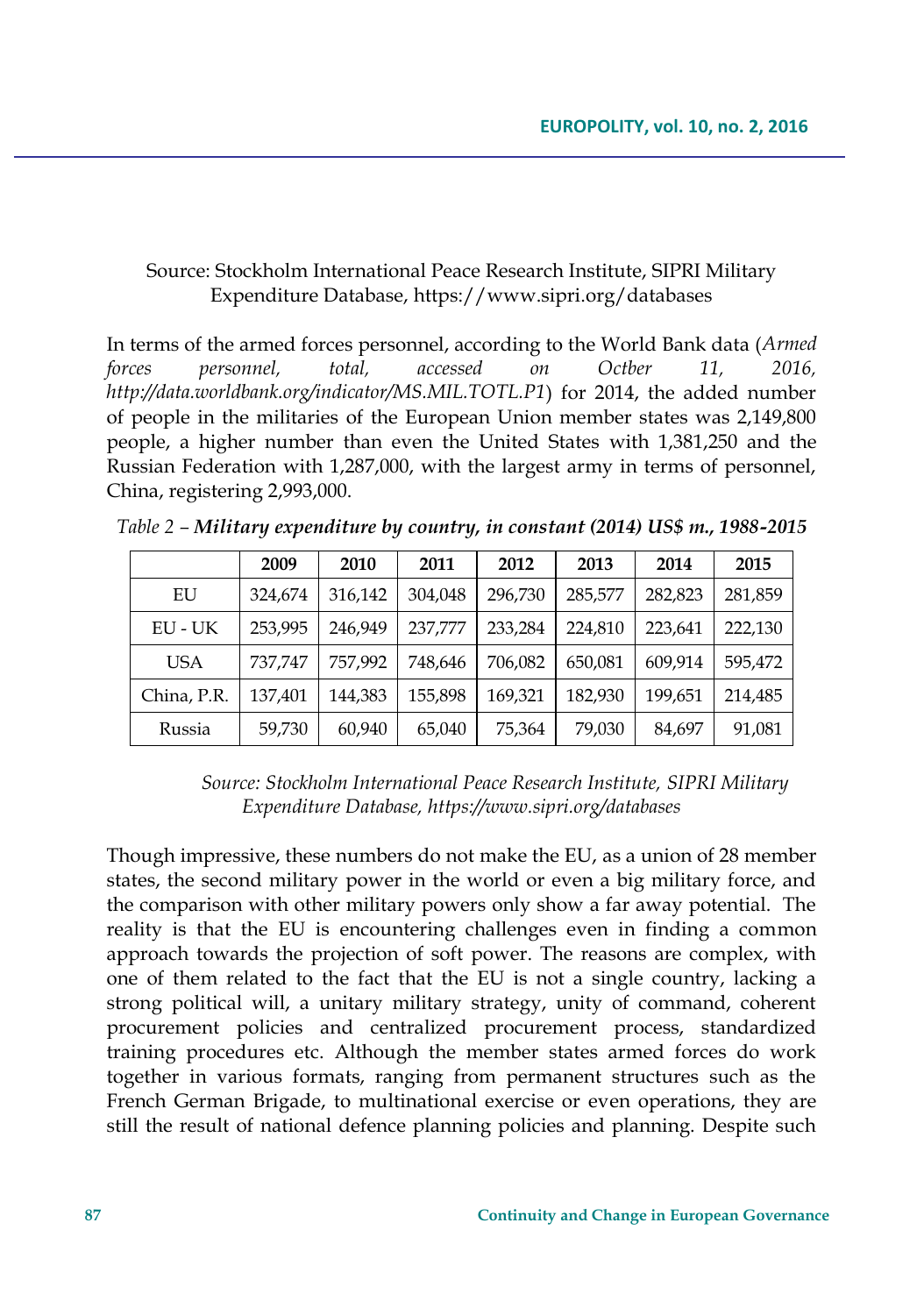Source: Stockholm International Peace Research Institute, SIPRI Military Expenditure Database, https://www.sipri.org/databases

In terms of the armed forces personnel, according to the World Bank data (*Armed forces personnel, total, accessed on Octber 11, 2016, http://data.worldbank.org/indicator/MS.MIL.TOTL.P1*) for 2014, the added number of people in the militaries of the European Union member states was 2,149,800 people, a higher number than even the United States with 1,381,250 and the Russian Federation with 1,287,000, with the largest army in terms of personnel, China, registering 2,993,000.

*Table 2 – **Military expenditure by country, in constant (2014) US$ m., 1988-2015***

| | 2009 | 2010 | 2011 | 2012 | 2013 | 2014 | 2015 |
|---|---|---|---|---|---|---|---|
| EU | 324,674 | 316,142 | 304,048 | 296,730 | 285,577 | 282,823 | 281,859 |
| EU - UK | 253,995 | 246,949 | 237,777 | 233,284 | 224,810 | 223,641 | 222,130 |
| USA | 737,747 | 757,992 | 748,646 | 706,082 | 650,081 | 609,914 | 595,472 |
| China, P.R. | 137,401 | 144,383 | 155,898 | 169,321 | 182,930 | 199,651 | 214,485 |
| Russia | 59,730 | 60,940 | 65,040 | 75,364 | 79,030 | 84,697 | 91,081 |

*Source: Stockholm International Peace Research Institute, SIPRI Military Expenditure Database, https://www.sipri.org/databases*

Though impressive, these numbers do not make the EU, as a union of 28 member states, the second military power in the world or even a big military force, and the comparison with other military powers only show a far away potential. The reality is that the EU is encountering challenges even in finding a common approach towards the projection of soft power. The reasons are complex, with one of them related to the fact that the EU is not a single country, lacking a strong political will, a unitary military strategy, unity of command, coherent procurement policies and centralized procurement process, standardized training procedures etc. Although the member states armed forces do work together in various formats, ranging from permanent structures such as the French German Brigade, to multinational exercise or even operations, they are still the result of national defence planning policies and planning. Despite such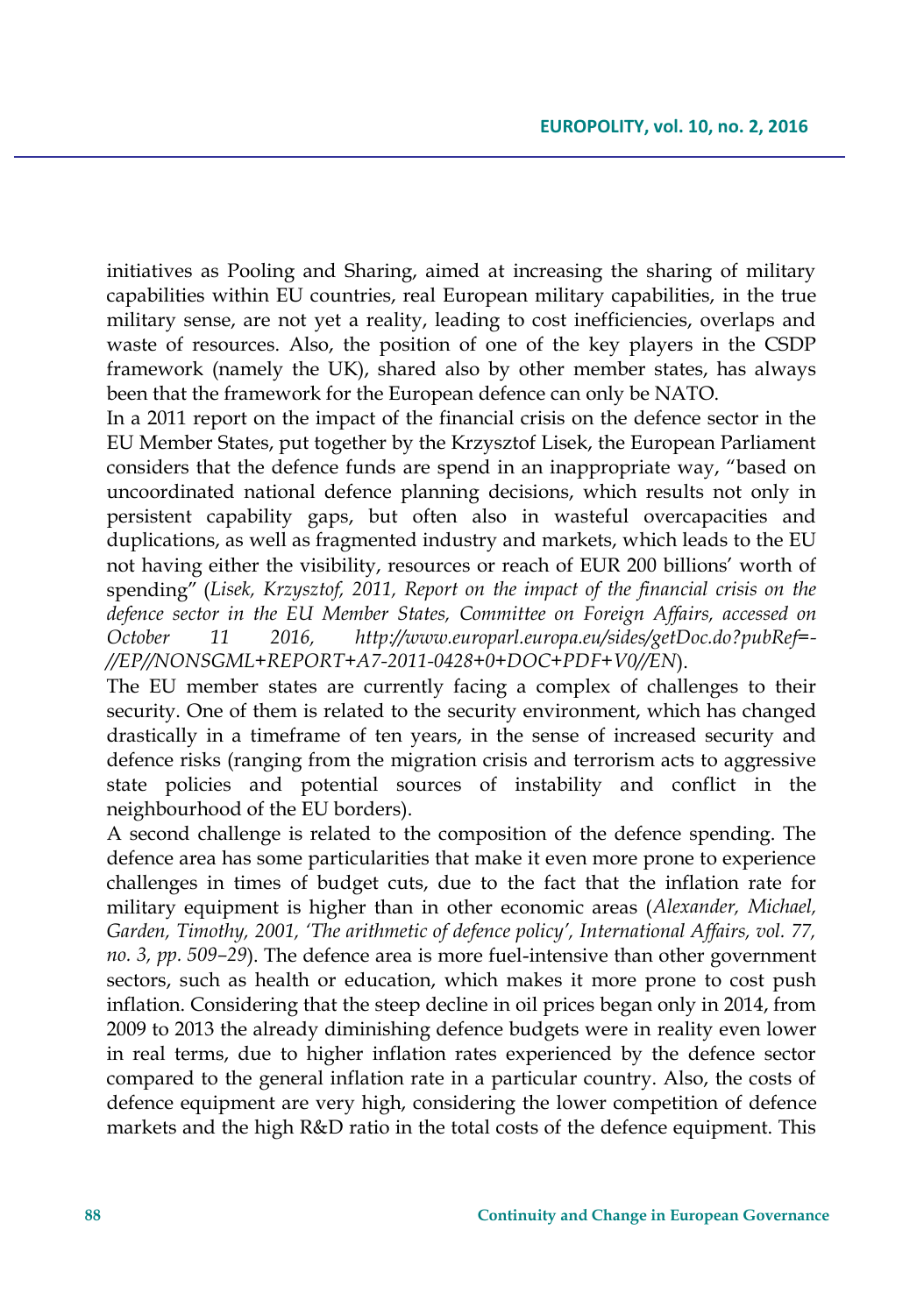initiatives as Pooling and Sharing, aimed at increasing the sharing of military capabilities within EU countries, real European military capabilities, in the true military sense, are not yet a reality, leading to cost inefficiencies, overlaps and waste of resources. Also, the position of one of the key players in the CSDP framework (namely the UK), shared also by other member states, has always been that the framework for the European defence can only be NATO.

In a 2011 report on the impact of the financial crisis on the defence sector in the EU Member States, put together by the Krzysztof Lisek, the European Parliament considers that the defence funds are spend in an inappropriate way, "based on uncoordinated national defence planning decisions, which results not only in persistent capability gaps, but often also in wasteful overcapacities and duplications, as well as fragmented industry and markets, which leads to the EU not having either the visibility, resources or reach of EUR 200 billions' worth of spending" (*Lisek, Krzysztof, 2011, Report on the impact of the financial crisis on the defence sector in the EU Member States, Committee on Foreign Affairs, accessed on October 11 2016, http://www.europarl.europa.eu/sides/getDoc.do?pubRef=-//EP//NONSGML+REPORT+A7-2011-0428+0+DOC+PDF+V0//EN*).

The EU member states are currently facing a complex of challenges to their security. One of them is related to the security environment, which has changed drastically in a timeframe of ten years, in the sense of increased security and defence risks (ranging from the migration crisis and terrorism acts to aggressive state policies and potential sources of instability and conflict in the neighbourhood of the EU borders).

A second challenge is related to the composition of the defence spending. The defence area has some particularities that make it even more prone to experience challenges in times of budget cuts, due to the fact that the inflation rate for military equipment is higher than in other economic areas (*Alexander, Michael, Garden, Timothy, 2001, 'The arithmetic of defence policy', International Affairs, vol. 77, no. 3, pp. 509–29*). The defence area is more fuel-intensive than other government sectors, such as health or education, which makes it more prone to cost push inflation. Considering that the steep decline in oil prices began only in 2014, from 2009 to 2013 the already diminishing defence budgets were in reality even lower in real terms, due to higher inflation rates experienced by the defence sector compared to the general inflation rate in a particular country. Also, the costs of defence equipment are very high, considering the lower competition of defence markets and the high R&D ratio in the total costs of the defence equipment. This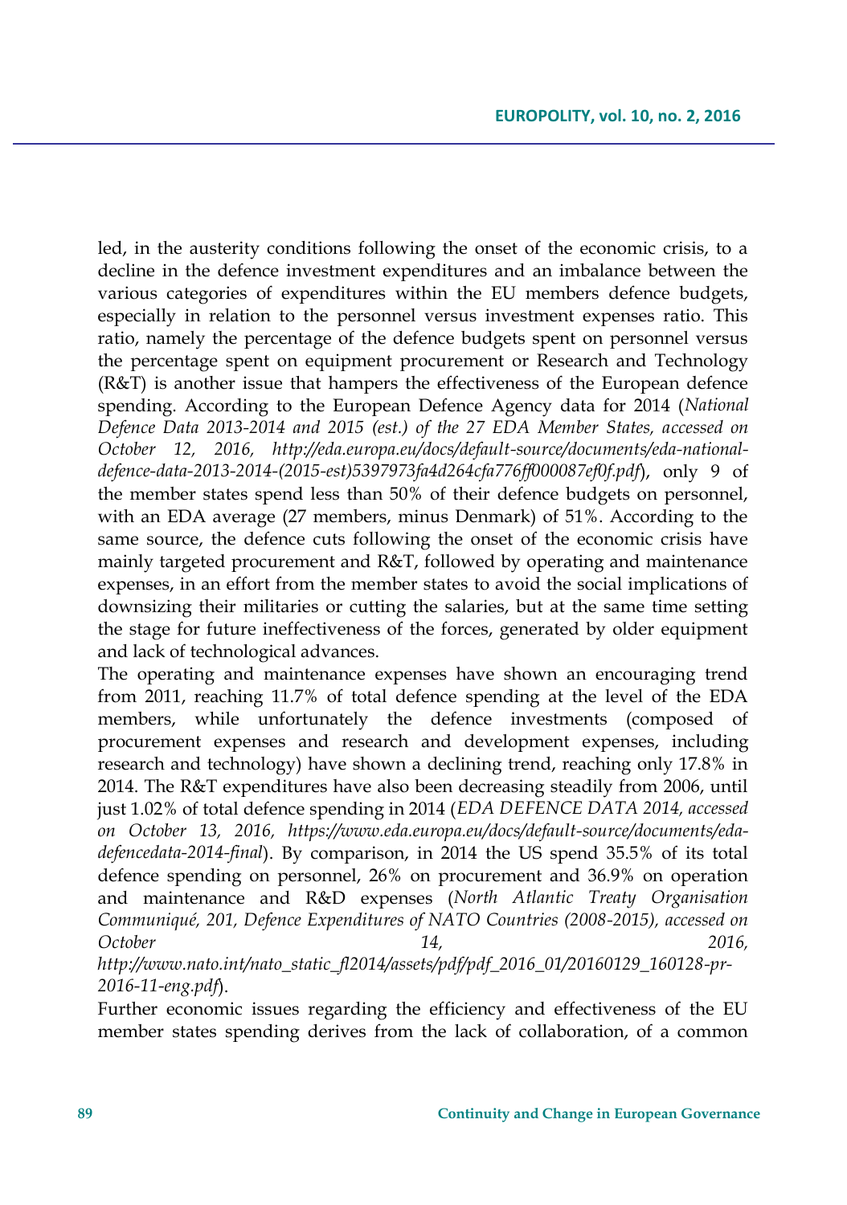led, in the austerity conditions following the onset of the economic crisis, to a decline in the defence investment expenditures and an imbalance between the various categories of expenditures within the EU members defence budgets, especially in relation to the personnel versus investment expenses ratio. This ratio, namely the percentage of the defence budgets spent on personnel versus the percentage spent on equipment procurement or Research and Technology (R&T) is another issue that hampers the effectiveness of the European defence spending. According to the European Defence Agency data for 2014 (*National Defence Data 2013-2014 and 2015 (est.) of the 27 EDA Member States, accessed on October 12, 2016, http://eda.europa.eu/docs/default-source/documents/eda-national-defence-data-2013-2014-(2015-est)5397973fa4d264cfa776ff000087ef0f.pdf*), only 9 of the member states spend less than 50% of their defence budgets on personnel, with an EDA average (27 members, minus Denmark) of 51%. According to the same source, the defence cuts following the onset of the economic crisis have mainly targeted procurement and R&T, followed by operating and maintenance expenses, in an effort from the member states to avoid the social implications of downsizing their militaries or cutting the salaries, but at the same time setting the stage for future ineffectiveness of the forces, generated by older equipment and lack of technological advances.

The operating and maintenance expenses have shown an encouraging trend from 2011, reaching 11.7% of total defence spending at the level of the EDA members, while unfortunately the defence investments (composed of procurement expenses and research and development expenses, including research and technology) have shown a declining trend, reaching only 17.8% in 2014. The R&T expenditures have also been decreasing steadily from 2006, until just 1.02% of total defence spending in 2014 (*EDA DEFENCE DATA 2014, accessed on October 13, 2016, https://www.eda.europa.eu/docs/default-source/documents/eda-defencedata-2014-final*). By comparison, in 2014 the US spend 35.5% of its total defence spending on personnel, 26% on procurement and 36.9% on operation and maintenance and R&D expenses (*North Atlantic Treaty Organisation Communiqué, 201, Defence Expenditures of NATO Countries (2008-2015), accessed on October 14, 2016, http://www.nato.int/nato_static_fl2014/assets/pdf/pdf_2016_01/20160129_160128-pr-2016-11-eng.pdf*).

Further economic issues regarding the efficiency and effectiveness of the EU member states spending derives from the lack of collaboration, of a common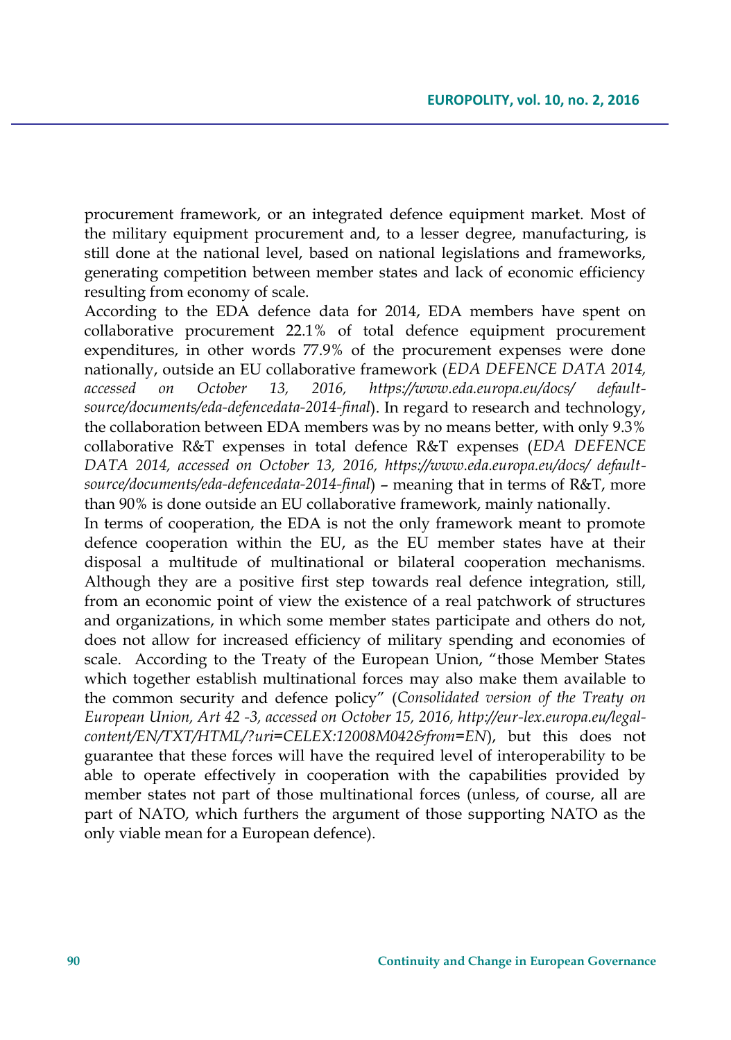procurement framework, or an integrated defence equipment market. Most of the military equipment procurement and, to a lesser degree, manufacturing, is still done at the national level, based on national legislations and frameworks, generating competition between member states and lack of economic efficiency resulting from economy of scale.

According to the EDA defence data for 2014, EDA members have spent on collaborative procurement 22.1% of total defence equipment procurement expenditures, in other words 77.9% of the procurement expenses were done nationally, outside an EU collaborative framework (*EDA DEFENCE DATA 2014, accessed on October 13, 2016, https://www.eda.europa.eu/docs/ default-source/documents/eda-defencedata-2014-final*). In regard to research and technology, the collaboration between EDA members was by no means better, with only 9.3% collaborative R&T expenses in total defence R&T expenses (*EDA DEFENCE DATA 2014, accessed on October 13, 2016, https://www.eda.europa.eu/docs/ default-source/documents/eda-defencedata-2014-final*) – meaning that in terms of R&T, more than 90% is done outside an EU collaborative framework, mainly nationally.

In terms of cooperation, the EDA is not the only framework meant to promote defence cooperation within the EU, as the EU member states have at their disposal a multitude of multinational or bilateral cooperation mechanisms. Although they are a positive first step towards real defence integration, still, from an economic point of view the existence of a real patchwork of structures and organizations, in which some member states participate and others do not, does not allow for increased efficiency of military spending and economies of scale. According to the Treaty of the European Union, "those Member States which together establish multinational forces may also make them available to the common security and defence policy" (*Consolidated version of the Treaty on European Union, Art 42 -3, accessed on October 15, 2016, http://eur-lex.europa.eu/legal-content/EN/TXT/HTML/?uri=CELEX:12008M042&from=EN*), but this does not guarantee that these forces will have the required level of interoperability to be able to operate effectively in cooperation with the capabilities provided by member states not part of those multinational forces (unless, of course, all are part of NATO, which furthers the argument of those supporting NATO as the only viable mean for a European defence).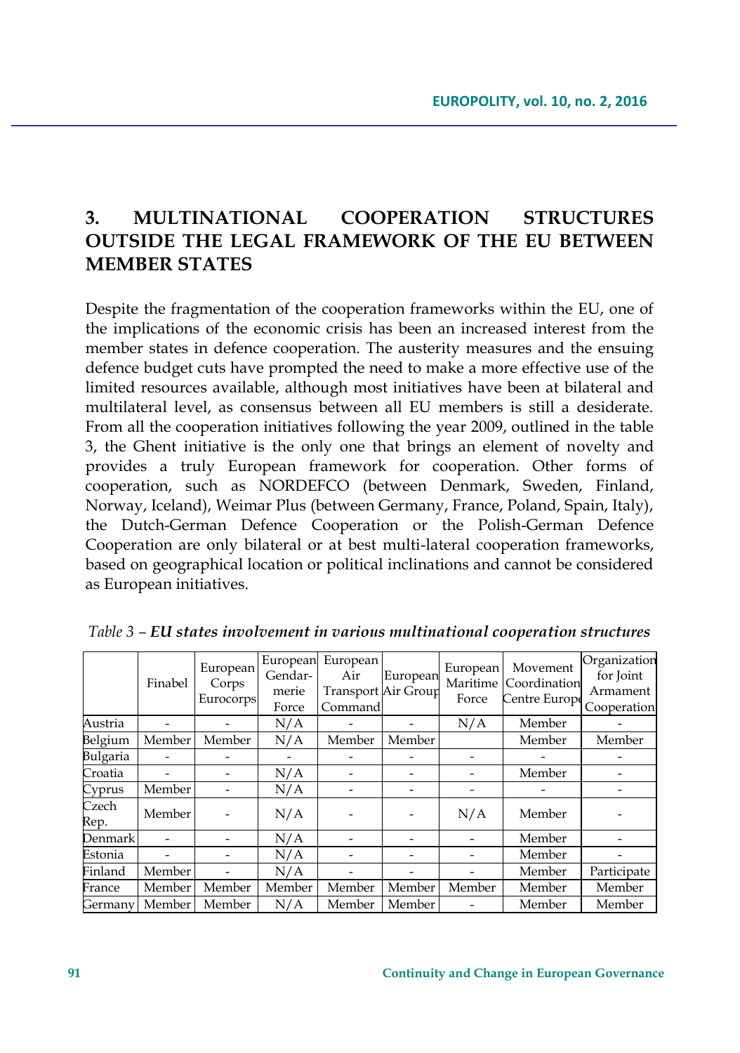## 3. MULTINATIONAL COOPERATION STRUCTURES OUTSIDE THE LEGAL FRAMEWORK OF THE EU BETWEEN MEMBER STATES

Despite the fragmentation of the cooperation frameworks within the EU, one of the implications of the economic crisis has been an increased interest from the member states in defence cooperation. The austerity measures and the ensuing defence budget cuts have prompted the need to make a more effective use of the limited resources available, although most initiatives have been at bilateral and multilateral level, as consensus between all EU members is still a desiderate. From all the cooperation initiatives following the year 2009, outlined in the table 3, the Ghent initiative is the only one that brings an element of novelty and provides a truly European framework for cooperation. Other forms of cooperation, such as NORDEFCO (between Denmark, Sweden, Finland, Norway, Iceland), Weimar Plus (between Germany, France, Poland, Spain, Italy), the Dutch-German Defence Cooperation or the Polish-German Defence Cooperation are only bilateral or at best multi-lateral cooperation frameworks, based on geographical location or political inclinations and cannot be considered as European initiatives.

*Table 3 – **EU states involvement in various multinational cooperation structures***

| | Finabel | European Corps Eurocorps | European Gendar-merie Force | European Air Transport Command | European Air Group | European Maritime Force | Movement Coordination Centre Europe | Organization for Joint Armament Cooperation |
|---|---|---|---|---|---|---|---|---|
| Austria | - | - | N/A | - | - | N/A | Member | - |
| Belgium | Member | Member | N/A | Member | Member | | Member | Member |
| Bulgaria | - | - | - | - | - | - | - | - |
| Croatia | - | - | N/A | - | - | - | Member | - |
| Cyprus | Member | - | N/A | - | - | - | - | - |
| Czech Rep. | Member | - | N/A | - | - | N/A | Member | - |
| Denmark | - | - | N/A | - | - | - | Member | - |
| Estonia | - | - | N/A | - | - | - | Member | - |
| Finland | Member | - | N/A | - | - | - | Member | Participate |
| France | Member | Member | Member | Member | Member | Member | Member | Member |
| Germany | Member | Member | N/A | Member | Member | - | Member | Member |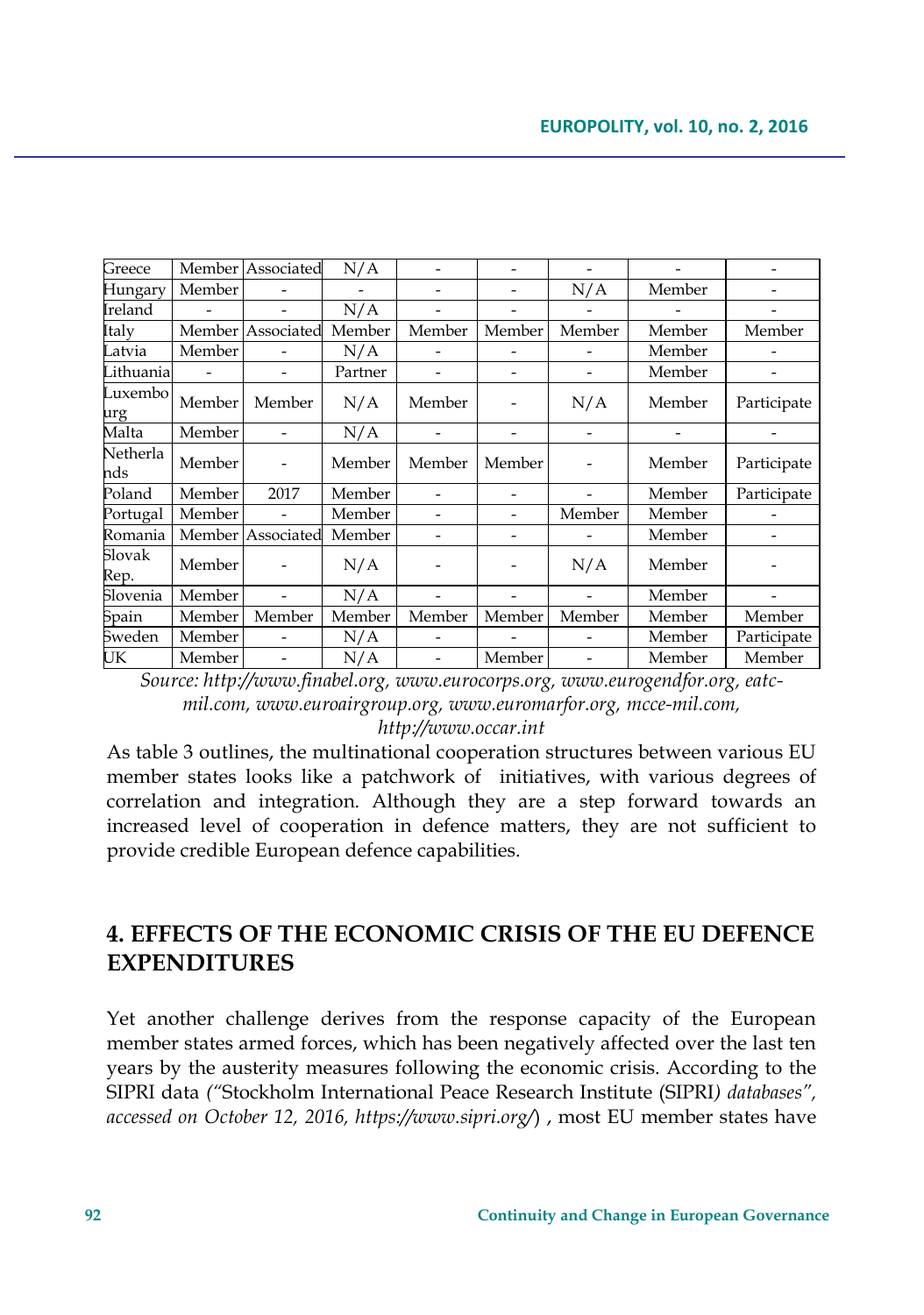| | | | | | | | | |
|---|---|---|---|---|---|---|---|---|
| Greece | Member | Associated | N/A | - | - | - | - | - |
| Hungary | Member | - | - | - | - | N/A | Member | - |
| Ireland | - | - | N/A | - | - | - | - | - |
| Italy | Member | Associated | Member | Member | Member | Member | Member | Member |
| Latvia | Member | - | N/A | - | - | - | Member | - |
| Lithuania | - | - | Partner | - | - | - | Member | - |
| Luxemburg | Member | Member | N/A | Member | - | N/A | Member | Participate |
| Malta | Member | - | N/A | - | - | - | - | - |
| Netherlands | Member | - | Member | Member | Member | - | Member | Participate |
| Poland | Member | 2017 | Member | - | - | - | Member | Participate |
| Portugal | Member | - | Member | - | - | Member | Member | - |
| Romania | Member | Associated | Member | - | - | - | Member | - |
| Slovak Rep. | Member | - | N/A | - | - | N/A | Member | - |
| Slovenia | Member | - | N/A | - | - | - | Member | - |
| Spain | Member | Member | Member | Member | Member | Member | Member | Member |
| Sweden | Member | - | N/A | - | - | - | Member | Participate |
| UK | Member | - | N/A | - | Member | - | Member | Member |

*Source: http://www.finabel.org, www.eurocorps.org, www.eurogendfor.org, eatc-mil.com, www.euroairgroup.org, www.euromarfor.org, mcce-mil.com, http://www.occar.int*

As table 3 outlines, the multinational cooperation structures between various EU member states looks like a patchwork of initiatives, with various degrees of correlation and integration. Although they are a step forward towards an increased level of cooperation in defence matters, they are not sufficient to provide credible European defence capabilities.

## 4. EFFECTS OF THE ECONOMIC CRISIS OF THE EU DEFENCE EXPENDITURES

Yet another challenge derives from the response capacity of the European member states armed forces, which has been negatively affected over the last ten years by the austerity measures following the economic crisis. According to the SIPRI data *("*Stockholm International Peace Research Institute (SIPRI*) databases", accessed on October 12, 2016, https://www.sipri.org/*) , most EU member states have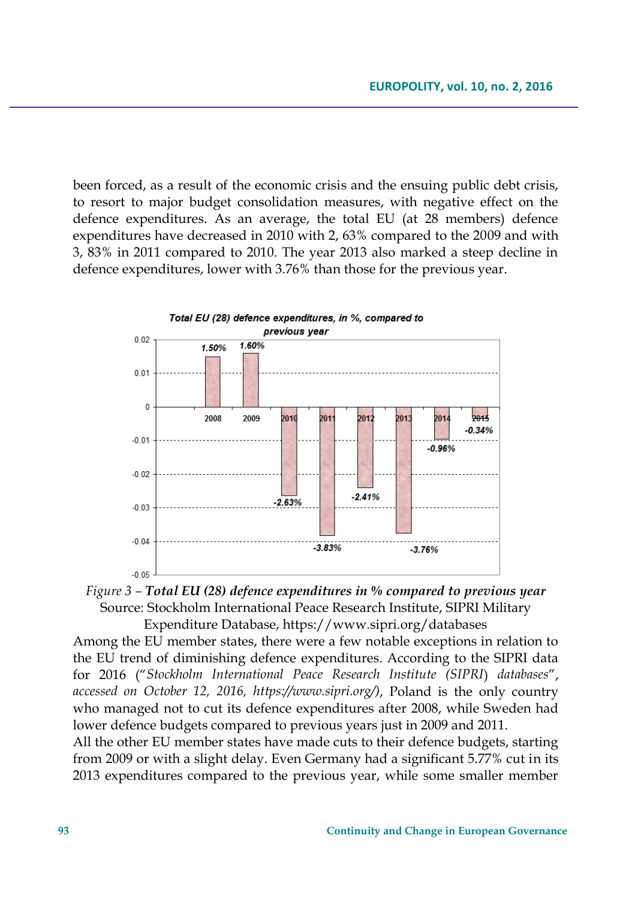been forced, as a result of the economic crisis and the ensuing public debt crisis, to resort to major budget consolidation measures, with negative effect on the defence expenditures. As an average, the total EU (at 28 members) defence expenditures have decreased in 2010 with 2, 63% compared to the 2009 and with 3, 83% in 2011 compared to 2010. The year 2013 also marked a steep decline in defence expenditures, lower with 3.76% than those for the previous year.

Total EU (28) defence expenditures, in %, compared to previous year

0.02
0.01
0
-0.01
-0.02
-0.03
-0.04
-0.05

2008 1.50%
2009 1.60%
2010 -2.63%
2011 -3.83%
2012 -2.41%
2013 -3.76%
2014 -0.96%
2015 -0.34%

*Figure 3* – ***Total EU (28) defence expenditures in % compared to previous year***
Source: Stockholm International Peace Research Institute, SIPRI Military Expenditure Database, https://www.sipri.org/databases

Among the EU member states, there were a few notable exceptions in relation to the EU trend of diminishing defence expenditures. According to the SIPRI data for 2016 ("*Stockholm International Peace Research Institute (SIPRI) databases*", *accessed on October 12, 2016, https://www.sipri.org/*), Poland is the only country who managed not to cut its defence expenditures after 2008, while Sweden had lower defence budgets compared to previous years just in 2009 and 2011.

All the other EU member states have made cuts to their defence budgets, starting from 2009 or with a slight delay. Even Germany had a significant 5.77% cut in its 2013 expenditures compared to the previous year, while some smaller member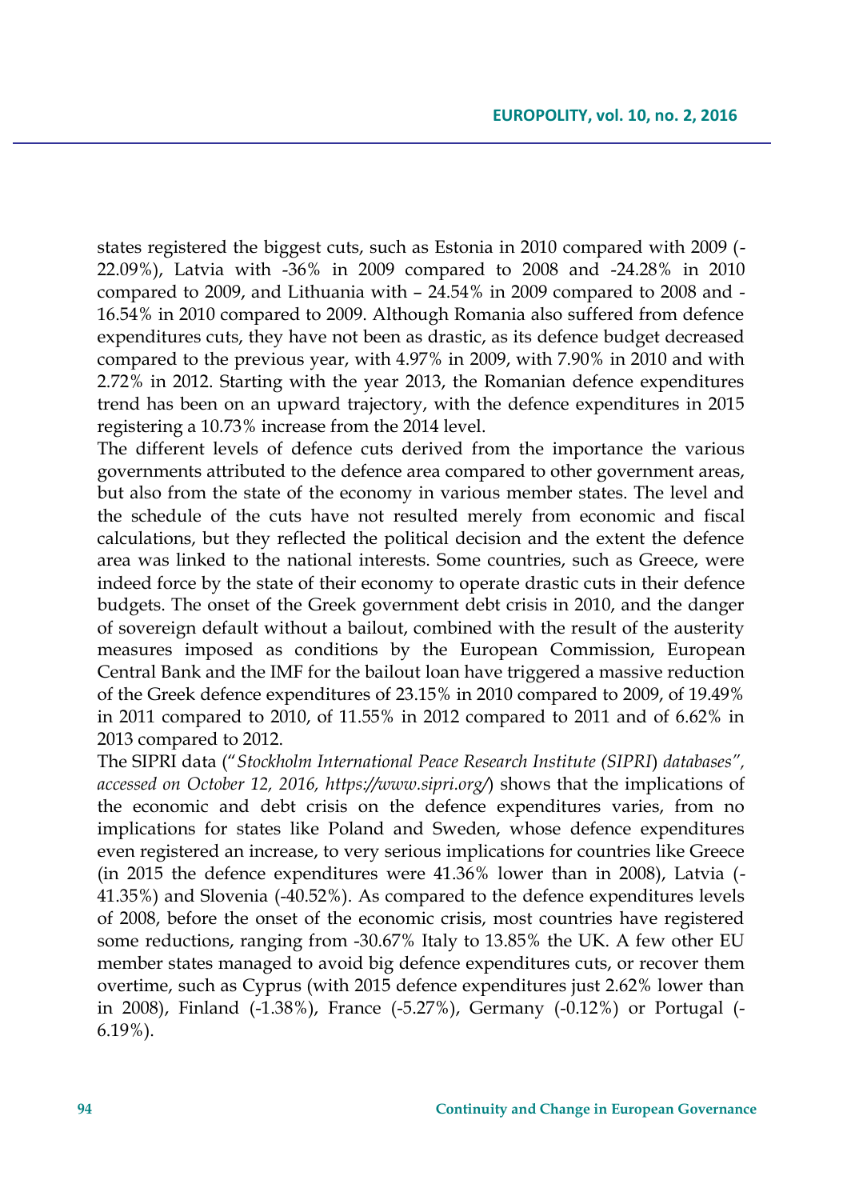states registered the biggest cuts, such as Estonia in 2010 compared with 2009 (-22.09%), Latvia with -36% in 2009 compared to 2008 and -24.28% in 2010 compared to 2009, and Lithuania with – 24.54% in 2009 compared to 2008 and -16.54% in 2010 compared to 2009. Although Romania also suffered from defence expenditures cuts, they have not been as drastic, as its defence budget decreased compared to the previous year, with 4.97% in 2009, with 7.90% in 2010 and with 2.72% in 2012. Starting with the year 2013, the Romanian defence expenditures trend has been on an upward trajectory, with the defence expenditures in 2015 registering a 10.73% increase from the 2014 level.

The different levels of defence cuts derived from the importance the various governments attributed to the defence area compared to other government areas, but also from the state of the economy in various member states. The level and the schedule of the cuts have not resulted merely from economic and fiscal calculations, but they reflected the political decision and the extent the defence area was linked to the national interests. Some countries, such as Greece, were indeed force by the state of their economy to operate drastic cuts in their defence budgets. The onset of the Greek government debt crisis in 2010, and the danger of sovereign default without a bailout, combined with the result of the austerity measures imposed as conditions by the European Commission, European Central Bank and the IMF for the bailout loan have triggered a massive reduction of the Greek defence expenditures of 23.15% in 2010 compared to 2009, of 19.49% in 2011 compared to 2010, of 11.55% in 2012 compared to 2011 and of 6.62% in 2013 compared to 2012.

The SIPRI data ("*Stockholm International Peace Research Institute (SIPRI) databases", accessed on October 12, 2016, https://www.sipri.org/*) shows that the implications of the economic and debt crisis on the defence expenditures varies, from no implications for states like Poland and Sweden, whose defence expenditures even registered an increase, to very serious implications for countries like Greece (in 2015 the defence expenditures were 41.36% lower than in 2008), Latvia (-41.35%) and Slovenia (-40.52%). As compared to the defence expenditures levels of 2008, before the onset of the economic crisis, most countries have registered some reductions, ranging from -30.67% Italy to 13.85% the UK. A few other EU member states managed to avoid big defence expenditures cuts, or recover them overtime, such as Cyprus (with 2015 defence expenditures just 2.62% lower than in 2008), Finland (-1.38%), France (-5.27%), Germany (-0.12%) or Portugal (-6.19%).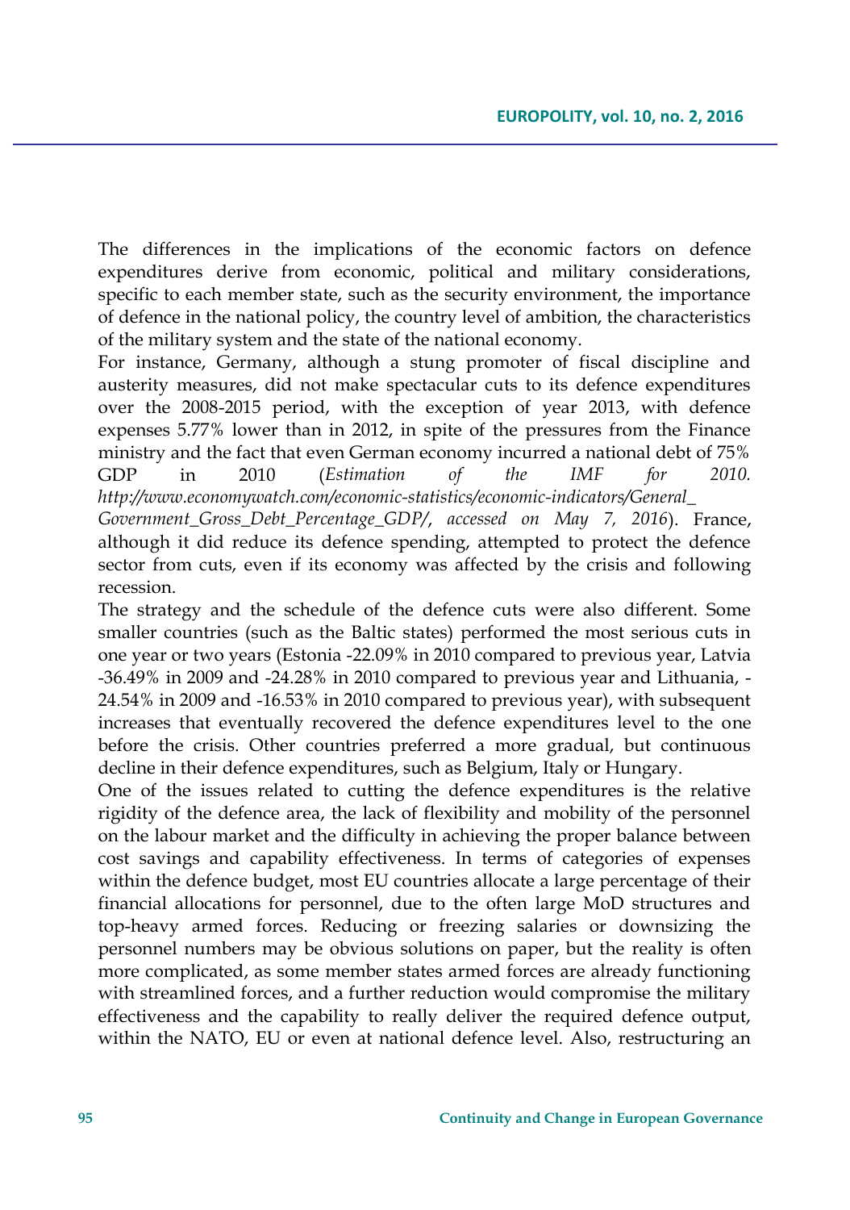The differences in the implications of the economic factors on defence expenditures derive from economic, political and military considerations, specific to each member state, such as the security environment, the importance of defence in the national policy, the country level of ambition, the characteristics of the military system and the state of the national economy.

For instance, Germany, although a stung promoter of fiscal discipline and austerity measures, did not make spectacular cuts to its defence expenditures over the 2008-2015 period, with the exception of year 2013, with defence expenses 5.77% lower than in 2012, in spite of the pressures from the Finance ministry and the fact that even German economy incurred a national debt of 75% GDP in 2010 (*Estimation of the IMF for 2010. http://www.economywatch.com/economic-statistics/economic-indicators/General_Government_Gross_Debt_Percentage_GDP/, accessed on May 7, 2016*). France, although it did reduce its defence spending, attempted to protect the defence sector from cuts, even if its economy was affected by the crisis and following recession.

The strategy and the schedule of the defence cuts were also different. Some smaller countries (such as the Baltic states) performed the most serious cuts in one year or two years (Estonia -22.09% in 2010 compared to previous year, Latvia -36.49% in 2009 and -24.28% in 2010 compared to previous year and Lithuania, -24.54% in 2009 and -16.53% in 2010 compared to previous year), with subsequent increases that eventually recovered the defence expenditures level to the one before the crisis. Other countries preferred a more gradual, but continuous decline in their defence expenditures, such as Belgium, Italy or Hungary.

One of the issues related to cutting the defence expenditures is the relative rigidity of the defence area, the lack of flexibility and mobility of the personnel on the labour market and the difficulty in achieving the proper balance between cost savings and capability effectiveness. In terms of categories of expenses within the defence budget, most EU countries allocate a large percentage of their financial allocations for personnel, due to the often large MoD structures and top-heavy armed forces. Reducing or freezing salaries or downsizing the personnel numbers may be obvious solutions on paper, but the reality is often more complicated, as some member states armed forces are already functioning with streamlined forces, and a further reduction would compromise the military effectiveness and the capability to really deliver the required defence output, within the NATO, EU or even at national defence level. Also, restructuring an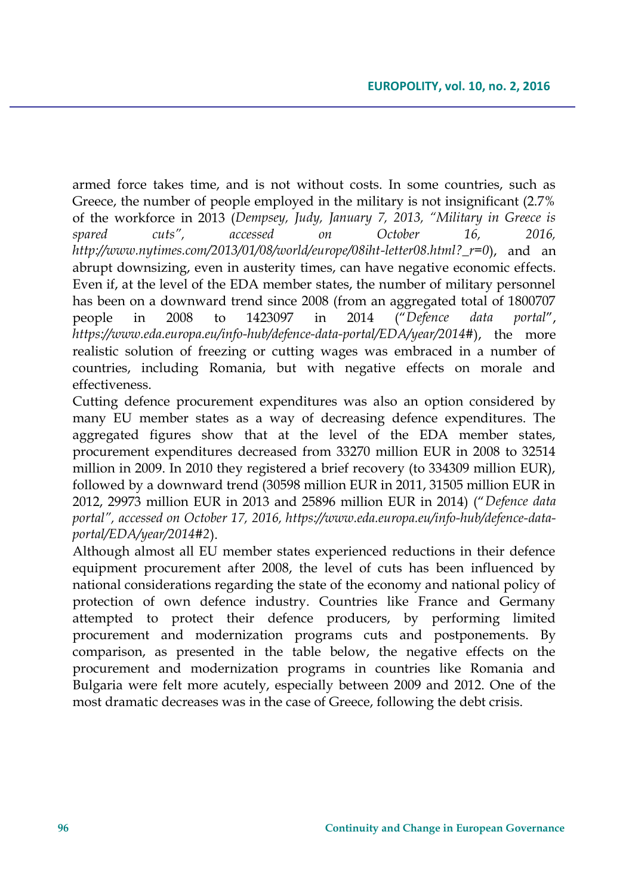armed force takes time, and is not without costs. In some countries, such as Greece, the number of people employed in the military is not insignificant (2.7% of the workforce in 2013 (*Dempsey, Judy, January 7, 2013, "Military in Greece is spared cuts", accessed on October 16, 2016, http://www.nytimes.com/2013/01/08/world/europe/08iht-letter08.html?_r=0*), and an abrupt downsizing, even in austerity times, can have negative economic effects. Even if, at the level of the EDA member states, the number of military personnel has been on a downward trend since 2008 (from an aggregated total of 1800707 people in 2008 to 1423097 in 2014 ("*Defence data portal*", *https://www.eda.europa.eu/info-hub/defence-data-portal/EDA/year/2014#*), the more realistic solution of freezing or cutting wages was embraced in a number of countries, including Romania, but with negative effects on morale and effectiveness.

Cutting defence procurement expenditures was also an option considered by many EU member states as a way of decreasing defence expenditures. The aggregated figures show that at the level of the EDA member states, procurement expenditures decreased from 33270 million EUR in 2008 to 32514 million in 2009. In 2010 they registered a brief recovery (to 334309 million EUR), followed by a downward trend (30598 million EUR in 2011, 31505 million EUR in 2012, 29973 million EUR in 2013 and 25896 million EUR in 2014) ("*Defence data portal", accessed on October 17, 2016, https://www.eda.europa.eu/info-hub/defence-data-portal/EDA/year/2014#2*).

Although almost all EU member states experienced reductions in their defence equipment procurement after 2008, the level of cuts has been influenced by national considerations regarding the state of the economy and national policy of protection of own defence industry. Countries like France and Germany attempted to protect their defence producers, by performing limited procurement and modernization programs cuts and postponements. By comparison, as presented in the table below, the negative effects on the procurement and modernization programs in countries like Romania and Bulgaria were felt more acutely, especially between 2009 and 2012. One of the most dramatic decreases was in the case of Greece, following the debt crisis.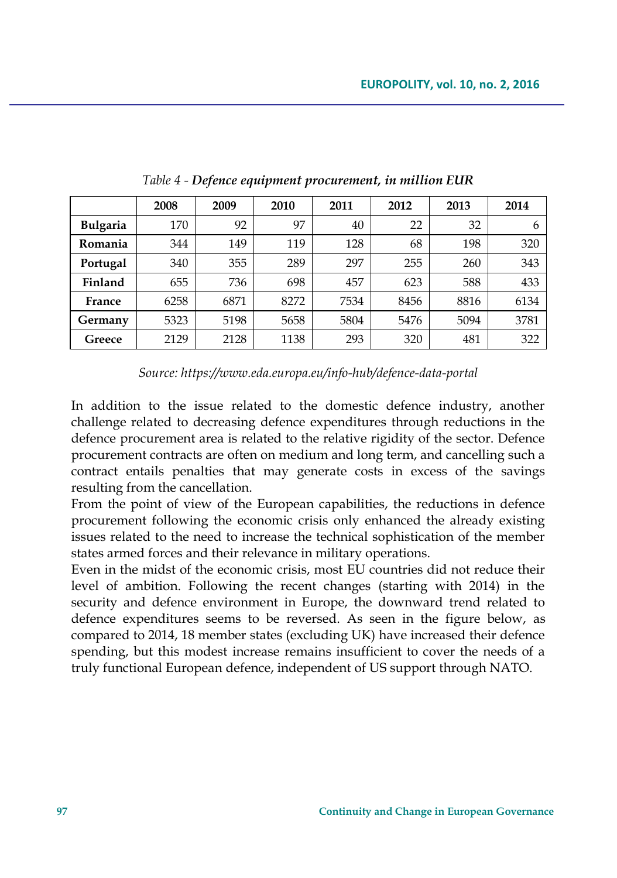*Table 4 - **Defence equipment procurement, in million EUR***

| | 2008 | 2009 | 2010 | 2011 | 2012 | 2013 | 2014 |
|---|---|---|---|---|---|---|---|
| **Bulgaria** | 170 | 92 | 97 | 40 | 22 | 32 | 6 |
| **Romania** | 344 | 149 | 119 | 128 | 68 | 198 | 320 |
| **Portugal** | 340 | 355 | 289 | 297 | 255 | 260 | 343 |
| **Finland** | 655 | 736 | 698 | 457 | 623 | 588 | 433 |
| **France** | 6258 | 6871 | 8272 | 7534 | 8456 | 8816 | 6134 |
| **Germany** | 5323 | 5198 | 5658 | 5804 | 5476 | 5094 | 3781 |
| **Greece** | 2129 | 2128 | 1138 | 293 | 320 | 481 | 322 |

*Source: https://www.eda.europa.eu/info-hub/defence-data-portal*

In addition to the issue related to the domestic defence industry, another challenge related to decreasing defence expenditures through reductions in the defence procurement area is related to the relative rigidity of the sector. Defence procurement contracts are often on medium and long term, and cancelling such a contract entails penalties that may generate costs in excess of the savings resulting from the cancellation.

From the point of view of the European capabilities, the reductions in defence procurement following the economic crisis only enhanced the already existing issues related to the need to increase the technical sophistication of the member states armed forces and their relevance in military operations.

Even in the midst of the economic crisis, most EU countries did not reduce their level of ambition. Following the recent changes (starting with 2014) in the security and defence environment in Europe, the downward trend related to defence expenditures seems to be reversed. As seen in the figure below, as compared to 2014, 18 member states (excluding UK) have increased their defence spending, but this modest increase remains insufficient to cover the needs of a truly functional European defence, independent of US support through NATO.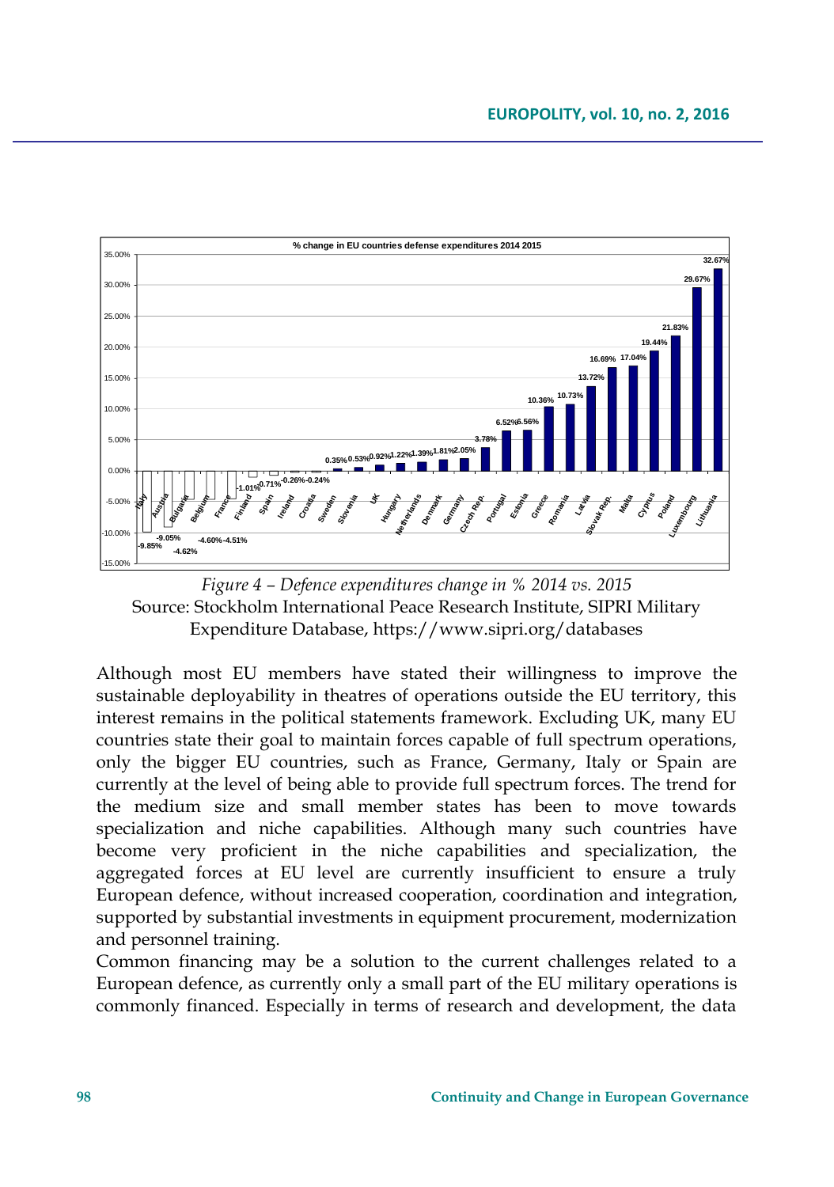% change in EU countries defense expenditures 2014 2015

35.00%
30.00%
25.00%
20.00%
15.00%
10.00%
5.00%
0.00%
-5.00%
-10.00%
-15.00%

Italy, Austria, Bulgaria, Belgium, France, Finland, Spain, Ireland, Croatia, Sweden, Slovenia, UK, Hungary, Netherlands, Denmark, Germany, Czech Rep., Portugal, Estonia, Greece, Romania, Latvia, Slovak Rep., Malta, Cyprus, Poland, Luxembourg, Lithuania

-9.85% -9.05% -4.62% -4.60% -4.51% -1.01% -0.71% -0.26% -0.24% 0.35% 0.53% 0.92% 1.22% 1.39% 1.81% 2.05% 3.78% 6.52% 6.56% 10.36% 10.73% 13.72% 16.69% 17.04% 19.44% 21.83% 29.67% 32.67%

*Figure 4 – Defence expenditures change in % 2014 vs. 2015*
Source: Stockholm International Peace Research Institute, SIPRI Military Expenditure Database, https://www.sipri.org/databases

Although most EU members have stated their willingness to improve the sustainable deployability in theatres of operations outside the EU territory, this interest remains in the political statements framework. Excluding UK, many EU countries state their goal to maintain forces capable of full spectrum operations, only the bigger EU countries, such as France, Germany, Italy or Spain are currently at the level of being able to provide full spectrum forces. The trend for the medium size and small member states has been to move towards specialization and niche capabilities. Although many such countries have become very proficient in the niche capabilities and specialization, the aggregated forces at EU level are currently insufficient to ensure a truly European defence, without increased cooperation, coordination and integration, supported by substantial investments in equipment procurement, modernization and personnel training.

Common financing may be a solution to the current challenges related to a European defence, as currently only a small part of the EU military operations is commonly financed. Especially in terms of research and development, the data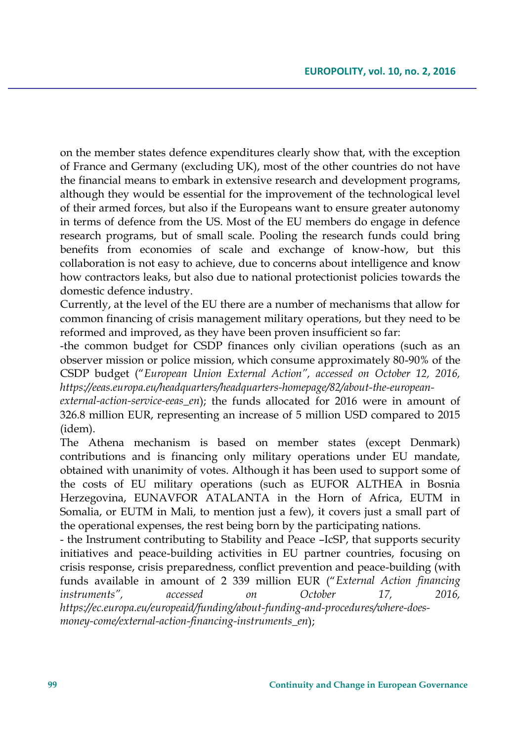on the member states defence expenditures clearly show that, with the exception of France and Germany (excluding UK), most of the other countries do not have the financial means to embark in extensive research and development programs, although they would be essential for the improvement of the technological level of their armed forces, but also if the Europeans want to ensure greater autonomy in terms of defence from the US. Most of the EU members do engage in defence research programs, but of small scale. Pooling the research funds could bring benefits from economies of scale and exchange of know-how, but this collaboration is not easy to achieve, due to concerns about intelligence and know how contractors leaks, but also due to national protectionist policies towards the domestic defence industry.

Currently, at the level of the EU there are a number of mechanisms that allow for common financing of crisis management military operations, but they need to be reformed and improved, as they have been proven insufficient so far:

-the common budget for CSDP finances only civilian operations (such as an observer mission or police mission, which consume approximately 80-90% of the CSDP budget (*"European Union External Action", accessed on October 12, 2016, https://eeas.europa.eu/headquarters/headquarters-homepage/82/about-the-european-external-action-service-eeas_en*); the funds allocated for 2016 were in amount of 326.8 million EUR, representing an increase of 5 million USD compared to 2015 (idem).

The Athena mechanism is based on member states (except Denmark) contributions and is financing only military operations under EU mandate, obtained with unanimity of votes. Although it has been used to support some of the costs of EU military operations (such as EUFOR ALTHEA in Bosnia Herzegovina, EUNAVFOR ATALANTA in the Horn of Africa, EUTM in Somalia, or EUTM in Mali, to mention just a few), it covers just a small part of the operational expenses, the rest being born by the participating nations.

- the Instrument contributing to Stability and Peace –IcSP, that supports security initiatives and peace-building activities in EU partner countries, focusing on crisis response, crisis preparedness, conflict prevention and peace-building (with funds available in amount of 2 339 million EUR (*"External Action financing instruments", accessed on October 17, 2016, https://ec.europa.eu/europeaid/funding/about-funding-and-procedures/where-does-money-come/external-action-financing-instruments_en*);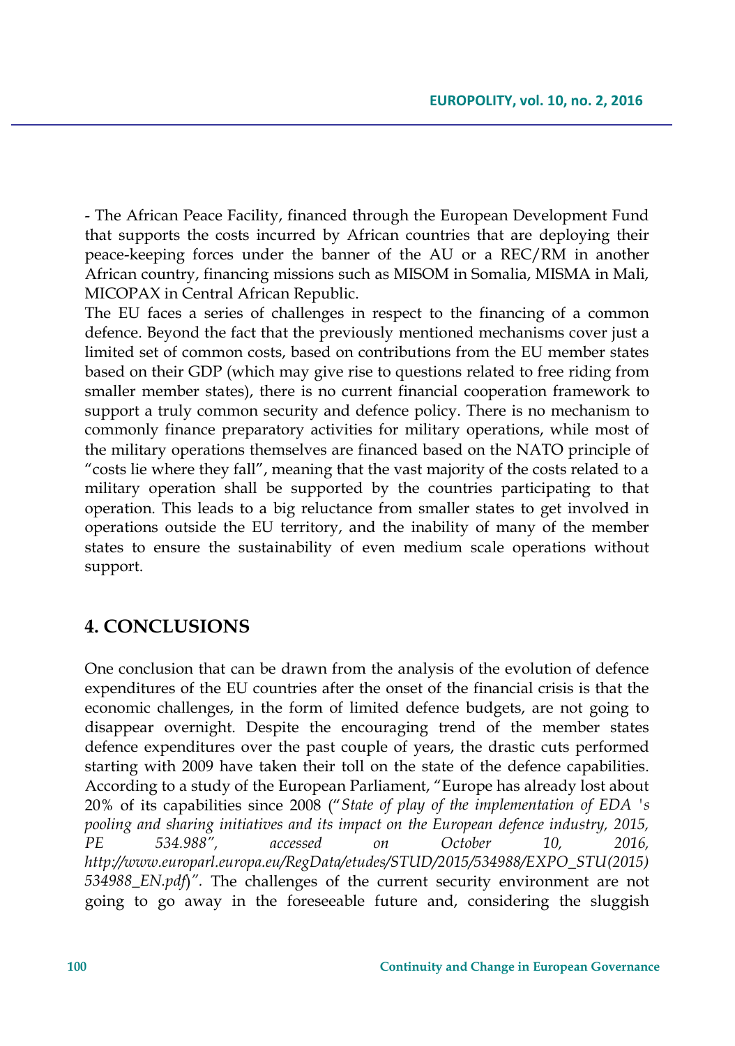- The African Peace Facility, financed through the European Development Fund that supports the costs incurred by African countries that are deploying their peace-keeping forces under the banner of the AU or a REC/RM in another African country, financing missions such as MISOM in Somalia, MISMA in Mali, MICOPAX in Central African Republic.

The EU faces a series of challenges in respect to the financing of a common defence. Beyond the fact that the previously mentioned mechanisms cover just a limited set of common costs, based on contributions from the EU member states based on their GDP (which may give rise to questions related to free riding from smaller member states), there is no current financial cooperation framework to support a truly common security and defence policy. There is no mechanism to commonly finance preparatory activities for military operations, while most of the military operations themselves are financed based on the NATO principle of "costs lie where they fall", meaning that the vast majority of the costs related to a military operation shall be supported by the countries participating to that operation. This leads to a big reluctance from smaller states to get involved in operations outside the EU territory, and the inability of many of the member states to ensure the sustainability of even medium scale operations without support.

## 4. CONCLUSIONS

One conclusion that can be drawn from the analysis of the evolution of defence expenditures of the EU countries after the onset of the financial crisis is that the economic challenges, in the form of limited defence budgets, are not going to disappear overnight. Despite the encouraging trend of the member states defence expenditures over the past couple of years, the drastic cuts performed starting with 2009 have taken their toll on the state of the defence capabilities. According to a study of the European Parliament, "Europe has already lost about 20% of its capabilities since 2008 ("*State of play of the implementation of EDA 's pooling and sharing initiatives and its impact on the European defence industry, 2015, PE 534.988", accessed on October 10, 2016, http://www.europarl.europa.eu/RegData/etudes/STUD/2015/534988/EXPO_STU(2015)534988_EN.pdf)".* The challenges of the current security environment are not going to go away in the foreseeable future and, considering the sluggish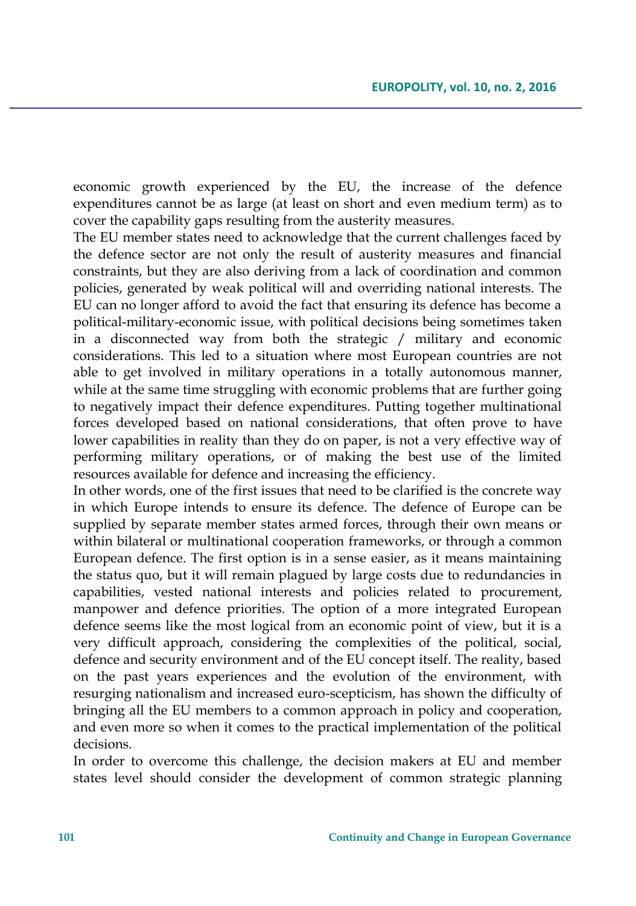economic growth experienced by the EU, the increase of the defence expenditures cannot be as large (at least on short and even medium term) as to cover the capability gaps resulting from the austerity measures.

The EU member states need to acknowledge that the current challenges faced by the defence sector are not only the result of austerity measures and financial constraints, but they are also deriving from a lack of coordination and common policies, generated by weak political will and overriding national interests. The EU can no longer afford to avoid the fact that ensuring its defence has become a political-military-economic issue, with political decisions being sometimes taken in a disconnected way from both the strategic / military and economic considerations. This led to a situation where most European countries are not able to get involved in military operations in a totally autonomous manner, while at the same time struggling with economic problems that are further going to negatively impact their defence expenditures. Putting together multinational forces developed based on national considerations, that often prove to have lower capabilities in reality than they do on paper, is not a very effective way of performing military operations, or of making the best use of the limited resources available for defence and increasing the efficiency.

In other words, one of the first issues that need to be clarified is the concrete way in which Europe intends to ensure its defence. The defence of Europe can be supplied by separate member states armed forces, through their own means or within bilateral or multinational cooperation frameworks, or through a common European defence. The first option is in a sense easier, as it means maintaining the status quo, but it will remain plagued by large costs due to redundancies in capabilities, vested national interests and policies related to procurement, manpower and defence priorities. The option of a more integrated European defence seems like the most logical from an economic point of view, but it is a very difficult approach, considering the complexities of the political, social, defence and security environment and of the EU concept itself. The reality, based on the past years experiences and the evolution of the environment, with resurging nationalism and increased euro-scepticism, has shown the difficulty of bringing all the EU members to a common approach in policy and cooperation, and even more so when it comes to the practical implementation of the political decisions.

In order to overcome this challenge, the decision makers at EU and member states level should consider the development of common strategic planning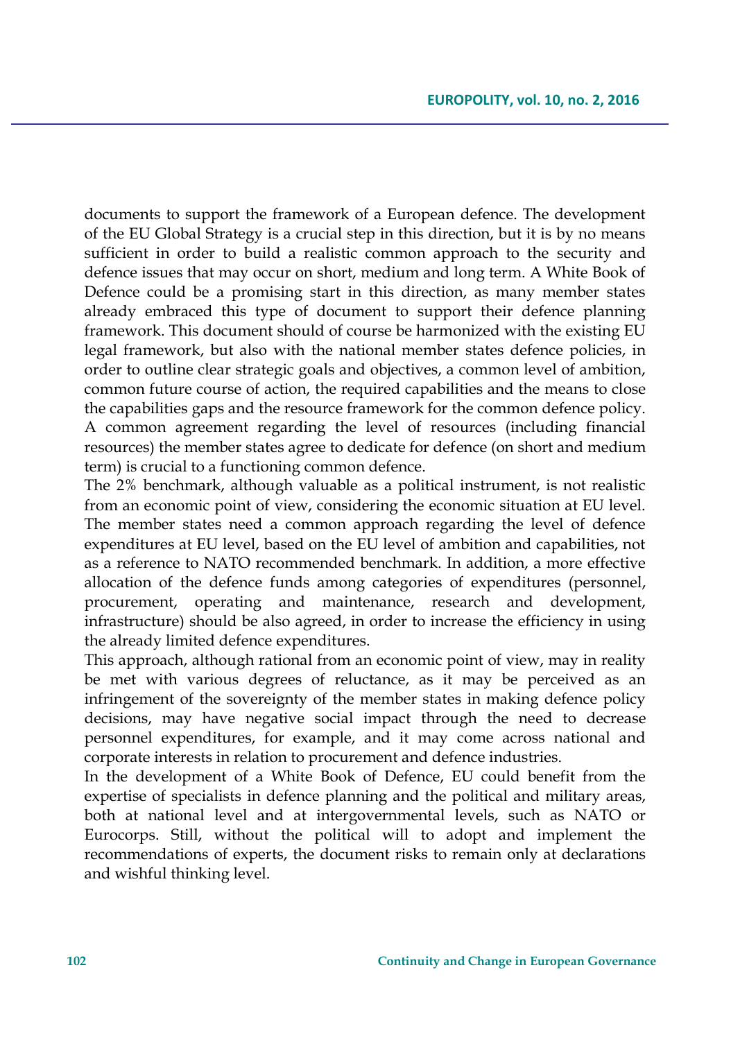documents to support the framework of a European defence. The development of the EU Global Strategy is a crucial step in this direction, but it is by no means sufficient in order to build a realistic common approach to the security and defence issues that may occur on short, medium and long term. A White Book of Defence could be a promising start in this direction, as many member states already embraced this type of document to support their defence planning framework. This document should of course be harmonized with the existing EU legal framework, but also with the national member states defence policies, in order to outline clear strategic goals and objectives, a common level of ambition, common future course of action, the required capabilities and the means to close the capabilities gaps and the resource framework for the common defence policy. A common agreement regarding the level of resources (including financial resources) the member states agree to dedicate for defence (on short and medium term) is crucial to a functioning common defence.

The 2% benchmark, although valuable as a political instrument, is not realistic from an economic point of view, considering the economic situation at EU level. The member states need a common approach regarding the level of defence expenditures at EU level, based on the EU level of ambition and capabilities, not as a reference to NATO recommended benchmark. In addition, a more effective allocation of the defence funds among categories of expenditures (personnel, procurement, operating and maintenance, research and development, infrastructure) should be also agreed, in order to increase the efficiency in using the already limited defence expenditures.

This approach, although rational from an economic point of view, may in reality be met with various degrees of reluctance, as it may be perceived as an infringement of the sovereignty of the member states in making defence policy decisions, may have negative social impact through the need to decrease personnel expenditures, for example, and it may come across national and corporate interests in relation to procurement and defence industries.

In the development of a White Book of Defence, EU could benefit from the expertise of specialists in defence planning and the political and military areas, both at national level and at intergovernmental levels, such as NATO or Eurocorps. Still, without the political will to adopt and implement the recommendations of experts, the document risks to remain only at declarations and wishful thinking level.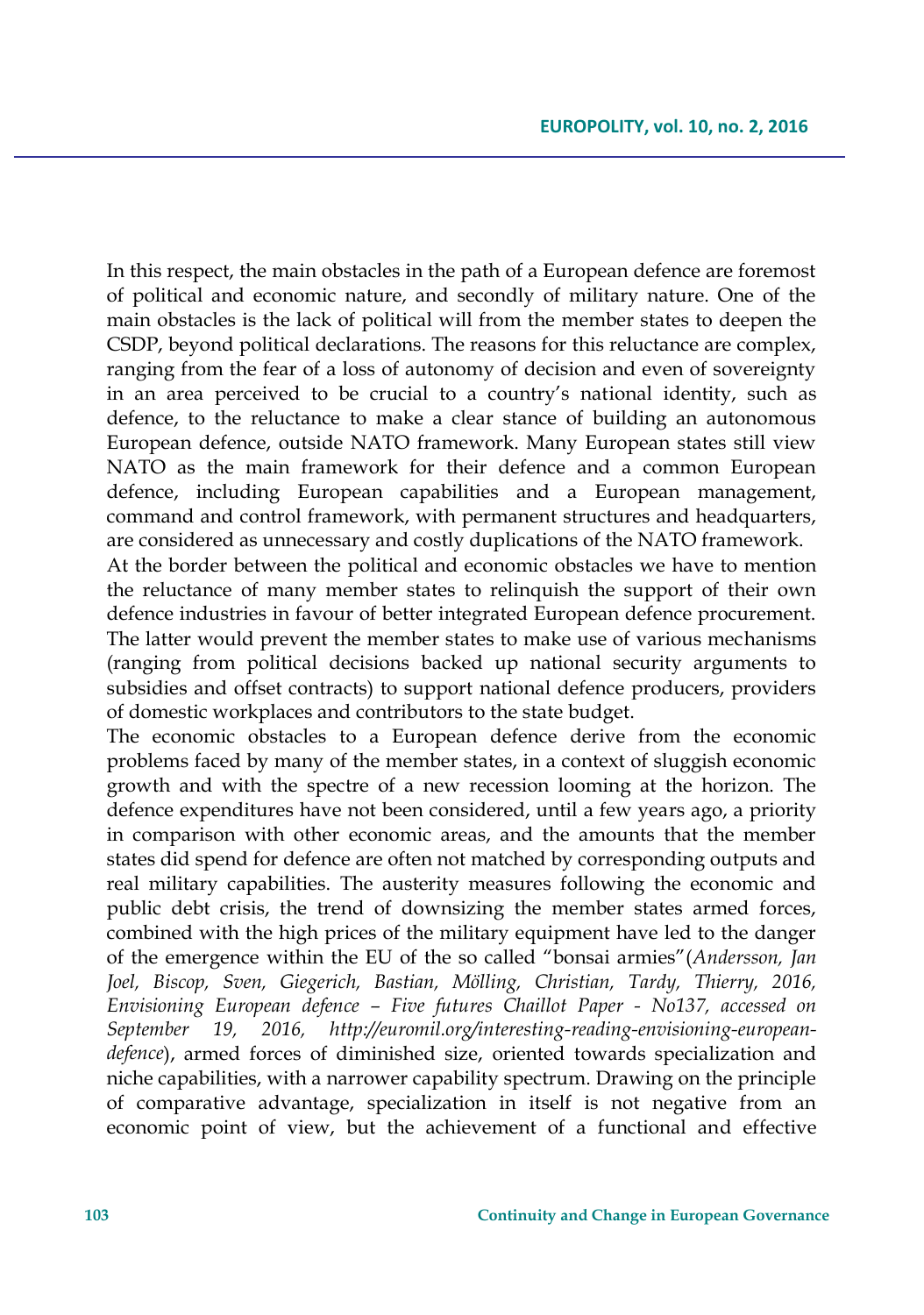In this respect, the main obstacles in the path of a European defence are foremost of political and economic nature, and secondly of military nature. One of the main obstacles is the lack of political will from the member states to deepen the CSDP, beyond political declarations. The reasons for this reluctance are complex, ranging from the fear of a loss of autonomy of decision and even of sovereignty in an area perceived to be crucial to a country's national identity, such as defence, to the reluctance to make a clear stance of building an autonomous European defence, outside NATO framework. Many European states still view NATO as the main framework for their defence and a common European defence, including European capabilities and a European management, command and control framework, with permanent structures and headquarters, are considered as unnecessary and costly duplications of the NATO framework.

At the border between the political and economic obstacles we have to mention the reluctance of many member states to relinquish the support of their own defence industries in favour of better integrated European defence procurement. The latter would prevent the member states to make use of various mechanisms (ranging from political decisions backed up national security arguments to subsidies and offset contracts) to support national defence producers, providers of domestic workplaces and contributors to the state budget.

The economic obstacles to a European defence derive from the economic problems faced by many of the member states, in a context of sluggish economic growth and with the spectre of a new recession looming at the horizon. The defence expenditures have not been considered, until a few years ago, a priority in comparison with other economic areas, and the amounts that the member states did spend for defence are often not matched by corresponding outputs and real military capabilities. The austerity measures following the economic and public debt crisis, the trend of downsizing the member states armed forces, combined with the high prices of the military equipment have led to the danger of the emergence within the EU of the so called "bonsai armies"(*Andersson, Jan Joel, Biscop, Sven, Giegerich, Bastian, Mölling, Christian, Tardy, Thierry, 2016, Envisioning European defence – Five futures Chaillot Paper - No137, accessed on September 19, 2016, http://euromil.org/interesting-reading-envisioning-european-defence*), armed forces of diminished size, oriented towards specialization and niche capabilities, with a narrower capability spectrum. Drawing on the principle of comparative advantage, specialization in itself is not negative from an economic point of view, but the achievement of a functional and effective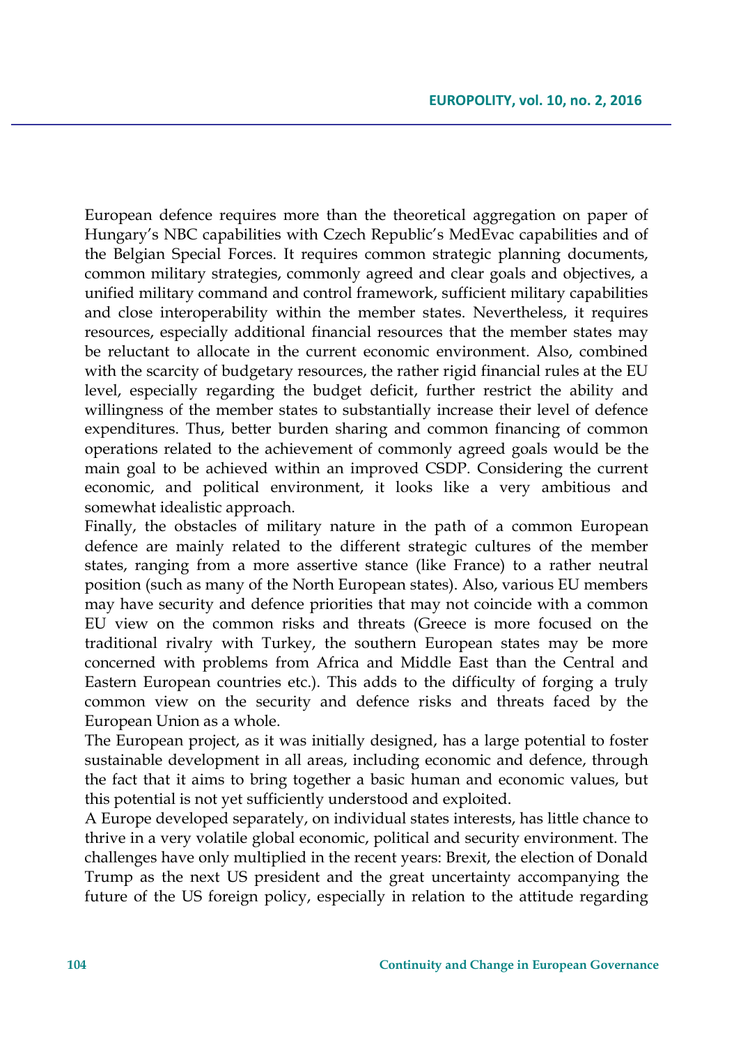European defence requires more than the theoretical aggregation on paper of Hungary's NBC capabilities with Czech Republic's MedEvac capabilities and of the Belgian Special Forces. It requires common strategic planning documents, common military strategies, commonly agreed and clear goals and objectives, a unified military command and control framework, sufficient military capabilities and close interoperability within the member states. Nevertheless, it requires resources, especially additional financial resources that the member states may be reluctant to allocate in the current economic environment. Also, combined with the scarcity of budgetary resources, the rather rigid financial rules at the EU level, especially regarding the budget deficit, further restrict the ability and willingness of the member states to substantially increase their level of defence expenditures. Thus, better burden sharing and common financing of common operations related to the achievement of commonly agreed goals would be the main goal to be achieved within an improved CSDP. Considering the current economic, and political environment, it looks like a very ambitious and somewhat idealistic approach.

Finally, the obstacles of military nature in the path of a common European defence are mainly related to the different strategic cultures of the member states, ranging from a more assertive stance (like France) to a rather neutral position (such as many of the North European states). Also, various EU members may have security and defence priorities that may not coincide with a common EU view on the common risks and threats (Greece is more focused on the traditional rivalry with Turkey, the southern European states may be more concerned with problems from Africa and Middle East than the Central and Eastern European countries etc.). This adds to the difficulty of forging a truly common view on the security and defence risks and threats faced by the European Union as a whole.

The European project, as it was initially designed, has a large potential to foster sustainable development in all areas, including economic and defence, through the fact that it aims to bring together a basic human and economic values, but this potential is not yet sufficiently understood and exploited.

A Europe developed separately, on individual states interests, has little chance to thrive in a very volatile global economic, political and security environment. The challenges have only multiplied in the recent years: Brexit, the election of Donald Trump as the next US president and the great uncertainty accompanying the future of the US foreign policy, especially in relation to the attitude regarding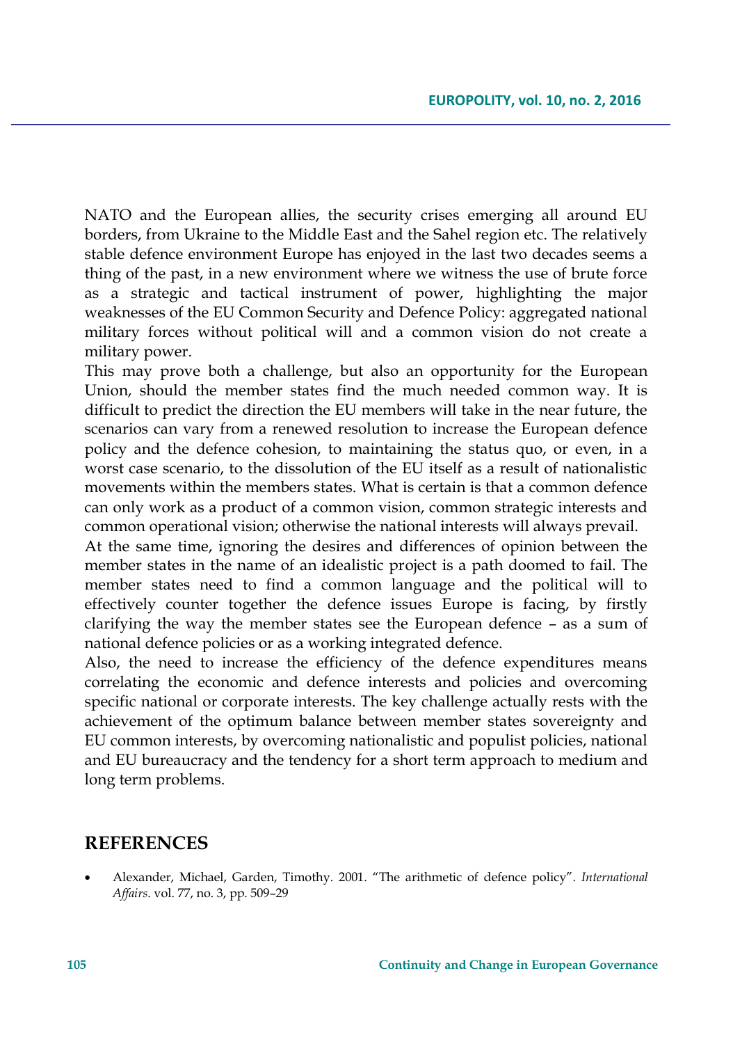NATO and the European allies, the security crises emerging all around EU borders, from Ukraine to the Middle East and the Sahel region etc. The relatively stable defence environment Europe has enjoyed in the last two decades seems a thing of the past, in a new environment where we witness the use of brute force as a strategic and tactical instrument of power, highlighting the major weaknesses of the EU Common Security and Defence Policy: aggregated national military forces without political will and a common vision do not create a military power.

This may prove both a challenge, but also an opportunity for the European Union, should the member states find the much needed common way. It is difficult to predict the direction the EU members will take in the near future, the scenarios can vary from a renewed resolution to increase the European defence policy and the defence cohesion, to maintaining the status quo, or even, in a worst case scenario, to the dissolution of the EU itself as a result of nationalistic movements within the members states. What is certain is that a common defence can only work as a product of a common vision, common strategic interests and common operational vision; otherwise the national interests will always prevail.

At the same time, ignoring the desires and differences of opinion between the member states in the name of an idealistic project is a path doomed to fail. The member states need to find a common language and the political will to effectively counter together the defence issues Europe is facing, by firstly clarifying the way the member states see the European defence – as a sum of national defence policies or as a working integrated defence.

Also, the need to increase the efficiency of the defence expenditures means correlating the economic and defence interests and policies and overcoming specific national or corporate interests. The key challenge actually rests with the achievement of the optimum balance between member states sovereignty and EU common interests, by overcoming nationalistic and populist policies, national and EU bureaucracy and the tendency for a short term approach to medium and long term problems.

## REFERENCES

- Alexander, Michael, Garden, Timothy. 2001. "The arithmetic of defence policy". *International Affairs*. vol. 77, no. 3, pp. 509–29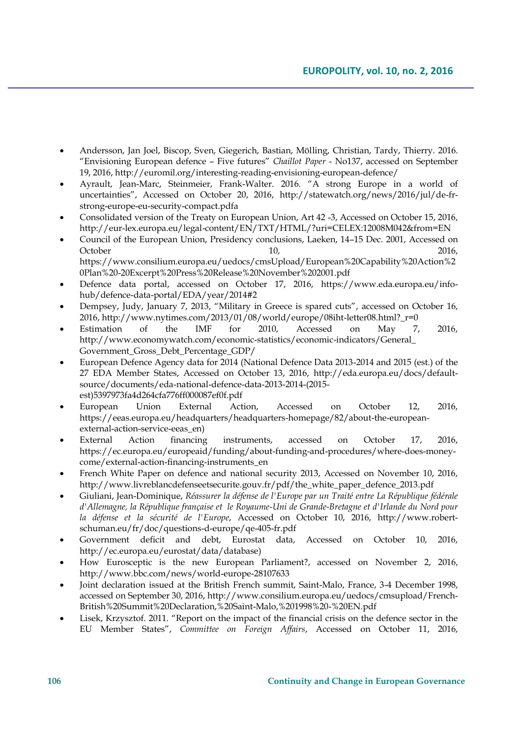- Andersson, Jan Joel, Biscop, Sven, Giegerich, Bastian, Mölling, Christian, Tardy, Thierry. 2016. "Envisioning European defence – Five futures" *Chaillot Paper* - No137, accessed on September 19, 2016, http://euromil.org/interesting-reading-envisioning-european-defence/
- Ayrault, Jean-Marc, Steinmeier, Frank-Walter. 2016. "A strong Europe in a world of uncertainties", Accessed on October 20, 2016, http://statewatch.org/news/2016/jul/de-fr-strong-europe-eu-security-compact.pdfa
- Consolidated version of the Treaty on European Union, Art 42 -3, Accessed on October 15, 2016, http://eur-lex.europa.eu/legal-content/EN/TXT/HTML/?uri=CELEX:12008M042&from=EN
- Council of the European Union, Presidency conclusions, Laeken, 14–15 Dec. 2001, Accessed on October 10, 2016, https://www.consilium.europa.eu/uedocs/cmsUpload/European%20Capability%20Action%20Plan%20-20Excerpt%20Press%20Release%20November%202001.pdf
- Defence data portal, accessed on October 17, 2016, https://www.eda.europa.eu/info-hub/defence-data-portal/EDA/year/2014#2
- Dempsey, Judy, January 7, 2013, "Military in Greece is spared cuts", accessed on October 16, 2016, http://www.nytimes.com/2013/01/08/world/europe/08iht-letter08.html?_r=0
- Estimation of the IMF for 2010, Accessed on May 7, 2016, http://www.economywatch.com/economic-statistics/economic-indicators/General_Government_Gross_Debt_Percentage_GDP/
- European Defence Agency data for 2014 (National Defence Data 2013-2014 and 2015 (est.) of the 27 EDA Member States, Accessed on October 13, 2016, http://eda.europa.eu/docs/default-source/documents/eda-national-defence-data-2013-2014-(2015-est)5397973fa4d264cfa776ff000087ef0f.pdf
- European Union External Action, Accessed on October 12, 2016, https://eeas.europa.eu/headquarters/headquarters-homepage/82/about-the-european-external-action-service-eeas_en)
- External Action financing instruments, accessed on October 17, 2016, https://ec.europa.eu/europeaid/funding/about-funding-and-procedures/where-does-money-come/external-action-financing-instruments_en
- French White Paper on defence and national security 2013, Accessed on November 10, 2016, http://www.livreblancdefenseetsecurite.gouv.fr/pdf/the_white_paper_defence_2013.pdf
- Giuliani, Jean-Dominique, *Réassurer la défense de l'Europe par un Traité entre La République fédérale d'Allemagne, la République française et le Royaume-Uni de Grande-Bretagne et d'Irlande du Nord pour la défense et la sécurité de l'Europe*, Accessed on October 10, 2016, http://www.robert-schuman.eu/fr/doc/questions-d-europe/qe-405-fr.pdf
- Government deficit and debt, Eurostat data, Accessed on October 10, 2016, http://ec.europa.eu/eurostat/data/database)
- How Eurosceptic is the new European Parliament?, accessed on November 2, 2016, http://www.bbc.com/news/world-europe-28107633
- Joint declaration issued at the British French summit, Saint-Malo, France, 3-4 December 1998, accessed on September 30, 2016, http://www.consilium.europa.eu/uedocs/cmsupload/French-British%20Summit%20Declaration,%20Saint-Malo,%201998%20-%20EN.pdf
- Lisek, Krzysztof. 2011. "Report on the impact of the financial crisis on the defence sector in the EU Member States", *Committee on Foreign Affairs*, Accessed on October 11, 2016,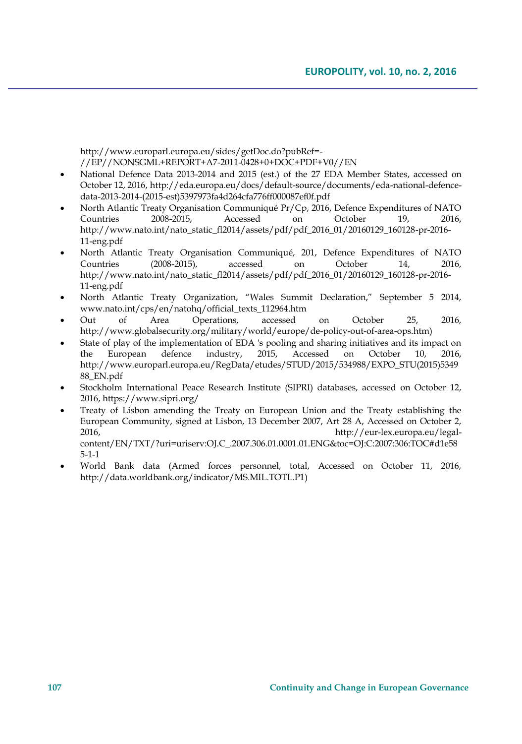http://www.europarl.europa.eu/sides/getDoc.do?pubRef=-//EP//NONSGML+REPORT+A7-2011-0428+0+DOC+PDF+V0//EN

- National Defence Data 2013-2014 and 2015 (est.) of the 27 EDA Member States, accessed on October 12, 2016, http://eda.europa.eu/docs/default-source/documents/eda-national-defence-data-2013-2014-(2015-est)5397973fa4d264cfa776ff000087ef0f.pdf
- North Atlantic Treaty Organisation Communiqué Pr/Cp, 2016, Defence Expenditures of NATO Countries 2008-2015, Accessed on October 19, 2016, http://www.nato.int/nato_static_fl2014/assets/pdf/pdf_2016_01/20160129_160128-pr-2016-11-eng.pdf
- North Atlantic Treaty Organisation Communiqué, 201, Defence Expenditures of NATO Countries (2008-2015), accessed on October 14, 2016, http://www.nato.int/nato_static_fl2014/assets/pdf/pdf_2016_01/20160129_160128-pr-2016-11-eng.pdf
- North Atlantic Treaty Organization, "Wales Summit Declaration," September 5 2014, www.nato.int/cps/en/natohq/official_texts_112964.htm
- Out of Area Operations, accessed on October 25, 2016, http://www.globalsecurity.org/military/world/europe/de-policy-out-of-area-ops.htm)
- State of play of the implementation of EDA 's pooling and sharing initiatives and its impact on the European defence industry, 2015, Accessed on October 10, 2016, http://www.europarl.europa.eu/RegData/etudes/STUD/2015/534988/EXPO_STU(2015)534988_EN.pdf
- Stockholm International Peace Research Institute (SIPRI) databases, accessed on October 12, 2016, https://www.sipri.org/
- Treaty of Lisbon amending the Treaty on European Union and the Treaty establishing the European Community, signed at Lisbon, 13 December 2007, Art 28 A, Accessed on October 2, 2016, http://eur-lex.europa.eu/legal-content/EN/TXT/?uri=uriserv:OJ.C_.2007.306.01.0001.01.ENG&toc=OJ:C:2007:306:TOC#d1e585-1-1
- World Bank data (Armed forces personnel, total, Accessed on October 11, 2016, http://data.worldbank.org/indicator/MS.MIL.TOTL.P1)